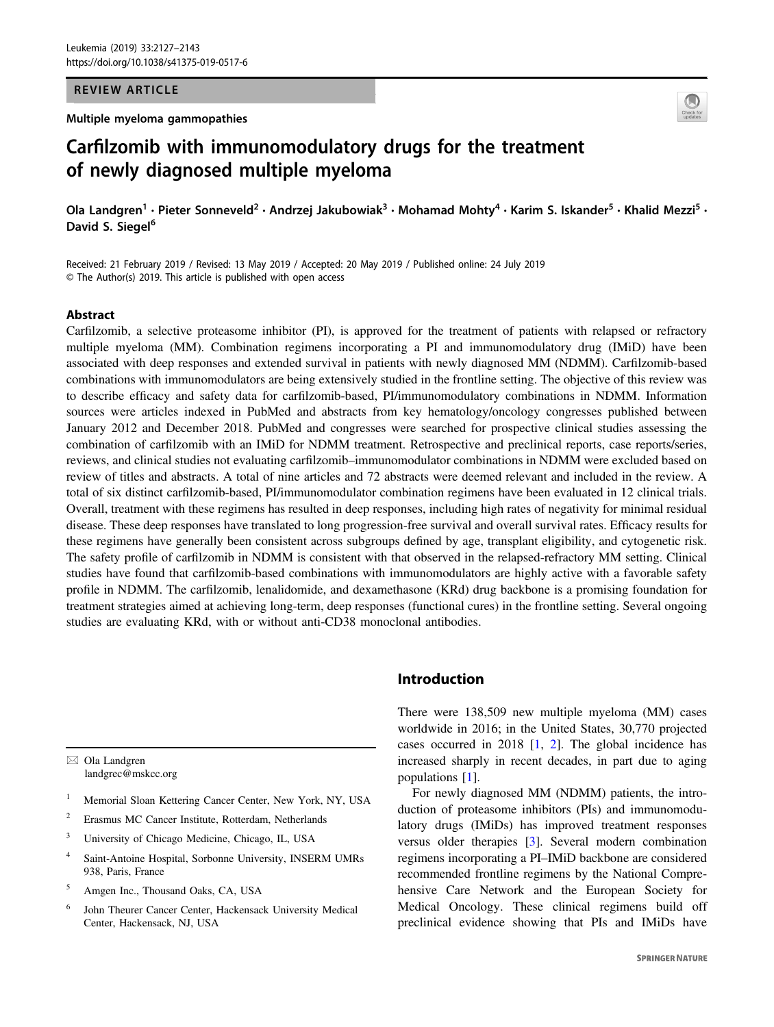REVIEW ARTICLE

Multiple myeloma gammopathies

# Carfilzomib with immunomodulatory drugs for the treatment of newly diagnosed multiple myeloma

Ola Landgren[1] · Pieter Sonneveld[2] · Andrzej Jakubowiak[3] · Mohamad Mohty[4] · Karim S. Iskander[5] · Khalid Mezzi[5] · David S. Siegel[6]

Received: 21 February 2019 / Revised: 13 May 2019 / Accepted: 20 May 2019 / Published online: 24 July 2019
© The Author(s) 2019. This article is published with open access

## Abstract

Carfilzomib, a selective proteasome inhibitor (PI), is approved for the treatment of patients with relapsed or refractory multiple myeloma (MM). Combination regimens incorporating a PI and immunomodulatory drug (IMiD) have been associated with deep responses and extended survival in patients with newly diagnosed MM (NDMM). Carfilzomib-based combinations with immunomodulators are being extensively studied in the frontline setting. The objective of this review was to describe efficacy and safety data for carfilzomib-based, PI/immunomodulatory combinations in NDMM. Information sources were articles indexed in PubMed and abstracts from key hematology/oncology congresses published between January 2012 and December 2018. PubMed and congresses were searched for prospective clinical studies assessing the combination of carfilzomib with an IMiD for NDMM treatment. Retrospective and preclinical reports, case reports/series, reviews, and clinical studies not evaluating carfilzomib–immunomodulator combinations in NDMM were excluded based on review of titles and abstracts. A total of nine articles and 72 abstracts were deemed relevant and included in the review. A total of six distinct carfilzomib-based, PI/immunomodulator combination regimens have been evaluated in 12 clinical trials. Overall, treatment with these regimens has resulted in deep responses, including high rates of negativity for minimal residual disease. These deep responses have translated to long progression-free survival and overall survival rates. Efficacy results for these regimens have generally been consistent across subgroups defined by age, transplant eligibility, and cytogenetic risk. The safety profile of carfilzomib in NDMM is consistent with that observed in the relapsed-refractory MM setting. Clinical studies have found that carfilzomib-based combinations with immunomodulators are highly active with a favorable safety profile in NDMM. The carfilzomib, lenalidomide, and dexamethasone (KRd) drug backbone is a promising foundation for treatment strategies aimed at achieving long-term, deep responses (functional cures) in the frontline setting. Several ongoing studies are evaluating KRd, with or without anti-CD38 monoclonal antibodies.

## Introduction

There were 138,509 new multiple myeloma (MM) cases worldwide in 2016; in the United States, 30,770 projected cases occurred in 2018 [1, 2]. The global incidence has increased sharply in recent decades, in part due to aging populations [1].

For newly diagnosed MM (NDMM) patients, the introduction of proteasome inhibitors (PIs) and immunomodulatory drugs (IMiDs) has improved treatment responses versus older therapies [3]. Several modern combination regimens incorporating a PI–IMiD backbone are considered recommended frontline regimens by the National Comprehensive Care Network and the European Society for Medical Oncology. These clinical regimens build off preclinical evidence showing that PIs and IMiDs have

✉ Ola Landgren
landgrec@mskcc.org

[1] Memorial Sloan Kettering Cancer Center, New York, NY, USA

[2] Erasmus MC Cancer Institute, Rotterdam, Netherlands

[3] University of Chicago Medicine, Chicago, IL, USA

[4] Saint-Antoine Hospital, Sorbonne University, INSERM UMRs 938, Paris, France

[5] Amgen Inc., Thousand Oaks, CA, USA

[6] John Theurer Cancer Center, Hackensack University Medical Center, Hackensack, NJ, USA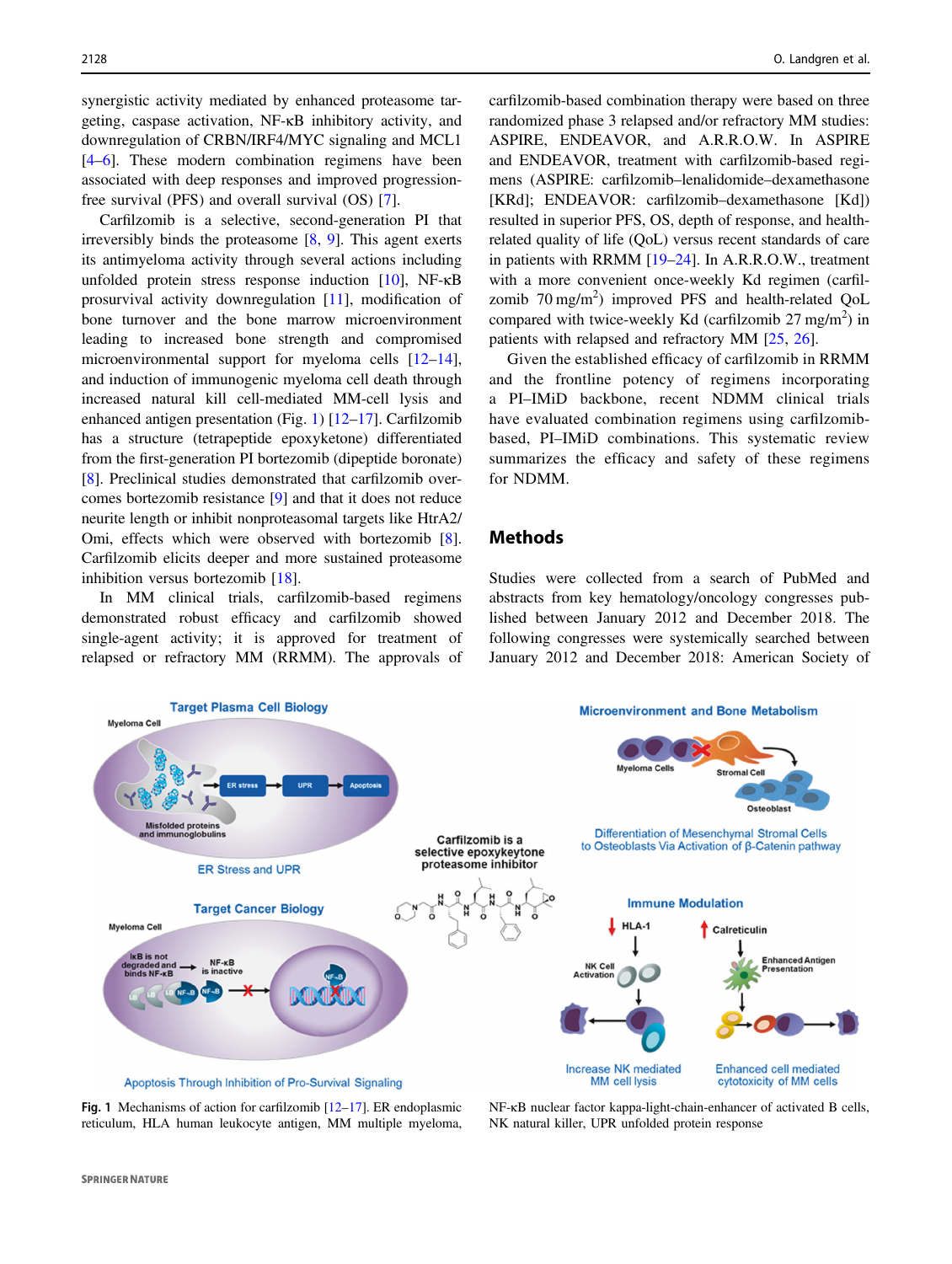synergistic activity mediated by enhanced proteasome targeting, caspase activation, NF-κB inhibitory activity, and downregulation of CRBN/IRF4/MYC signaling and MCL1 [4–6]. These modern combination regimens have been associated with deep responses and improved progression-free survival (PFS) and overall survival (OS) [7].

Carfilzomib is a selective, second-generation PI that irreversibly binds the proteasome [8, 9]. This agent exerts its antimyeloma activity through several actions including unfolded protein stress response induction [10], NF-κB prosurvival activity downregulation [11], modification of bone turnover and the bone marrow microenvironment leading to increased bone strength and compromised microenvironmental support for myeloma cells [12–14], and induction of immunogenic myeloma cell death through increased natural kill cell-mediated MM-cell lysis and enhanced antigen presentation (Fig. 1) [12–17]. Carfilzomib has a structure (tetrapeptide epoxyketone) differentiated from the first-generation PI bortezomib (dipeptide boronate) [8]. Preclinical studies demonstrated that carfilzomib overcomes bortezomib resistance [9] and that it does not reduce neurite length or inhibit nonproteasomal targets like HtrA2/Omi, effects which were observed with bortezomib [8]. Carfilzomib elicits deeper and more sustained proteasome inhibition versus bortezomib [18].

In MM clinical trials, carfilzomib-based regimens demonstrated robust efficacy and carfilzomib showed single-agent activity; it is approved for treatment of relapsed or refractory MM (RRMM). The approvals of carfilzomib-based combination therapy were based on three randomized phase 3 relapsed and/or refractory MM studies: ASPIRE, ENDEAVOR, and A.R.R.O.W. In ASPIRE and ENDEAVOR, treatment with carfilzomib-based regimens (ASPIRE: carfilzomib–lenalidomide–dexamethasone [KRd]; ENDEAVOR: carfilzomib–dexamethasone [Kd]) resulted in superior PFS, OS, depth of response, and health-related quality of life (QoL) versus recent standards of care in patients with RRMM [19–24]. In A.R.R.O.W., treatment with a more convenient once-weekly Kd regimen (carfilzomib 70 mg/m$^2$) improved PFS and health-related QoL compared with twice-weekly Kd (carfilzomib 27 mg/m$^2$) in patients with relapsed and refractory MM [25, 26].

Given the established efficacy of carfilzomib in RRMM and the frontline potency of regimens incorporating a PI–IMiD backbone, recent NDMM clinical trials have evaluated combination regimens using carfilzomib-based, PI–IMiD combinations. This systematic review summarizes the efficacy and safety of these regimens for NDMM.

## Methods

Studies were collected from a search of PubMed and abstracts from key hematology/oncology congresses published between January 2012 and December 2018. The following congresses were systemically searched between January 2012 and December 2018: American Society of

**Fig. 1** Mechanisms of action for carfilzomib [12–17]. ER endoplasmic reticulum, HLA human leukocyte antigen, MM multiple myeloma, NF-κB nuclear factor kappa-light-chain-enhancer of activated B cells, NK natural killer, UPR unfolded protein response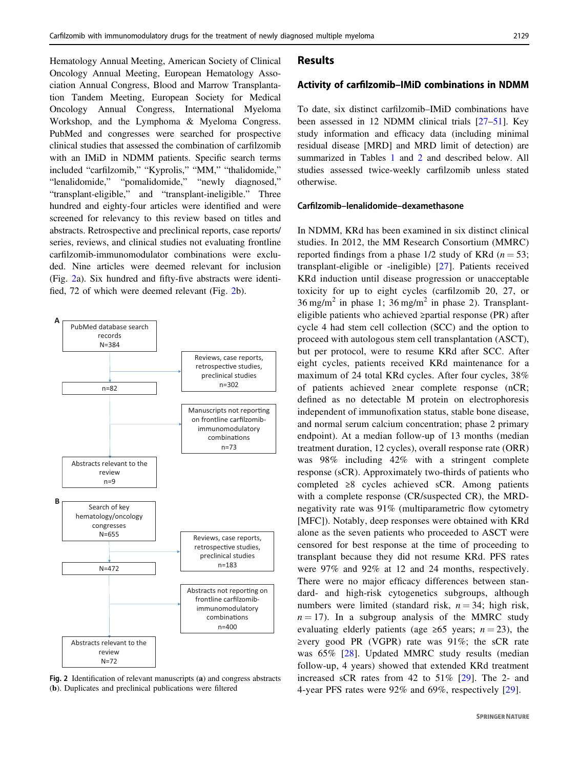Hematology Annual Meeting, American Society of Clinical Oncology Annual Meeting, European Hematology Association Annual Congress, Blood and Marrow Transplantation Tandem Meeting, European Society for Medical Oncology Annual Congress, International Myeloma Workshop, and the Lymphoma & Myeloma Congress. PubMed and congresses were searched for prospective clinical studies that assessed the combination of carfilzomib with an IMiD in NDMM patients. Specific search terms included "carfilzomib," "Kyprolis," "MM," "thalidomide," "lenalidomide," "pomalidomide," "newly diagnosed," "transplant-eligible," and "transplant-ineligible." Three hundred and eighty-four articles were identified and were screened for relevancy to this review based on titles and abstracts. Retrospective and preclinical reports, case reports/series, reviews, and clinical studies not evaluating frontline carfilzomib-immunomodulator combinations were excluded. Nine articles were deemed relevant for inclusion (Fig. 2a). Six hundred and fifty-five abstracts were identified, 72 of which were deemed relevant (Fig. 2b).

**A**

PubMed database search records N=384 → Reviews, case reports, retrospective studies, preclinical studies n=302 → n=82 → Manuscripts not reporting on frontline carfilzomib-immunomodulatory combinations n=73 → Abstracts relevant to the review n=9

**B**

Search of key hematology/oncology congresses N=655 → Reviews, case reports, retrospective studies, preclinical studies n=183 → N=472 → Abstracts not reporting on frontline carfilzomib-immunomodulatory combinations n=400 → Abstracts relevant to the review N=72

**Fig. 2** Identification of relevant manuscripts (**a**) and congress abstracts (**b**). Duplicates and preclinical publications were filtered

# Results

## Activity of carfilzomib–IMiD combinations in NDMM

To date, six distinct carfilzomib–IMiD combinations have been assessed in 12 NDMM clinical trials [27–51]. Key study information and efficacy data (including minimal residual disease [MRD] and MRD limit of detection) are summarized in Tables 1 and 2 and described below. All studies assessed twice-weekly carfilzomib unless stated otherwise.

### Carfilzomib–lenalidomide–dexamethasone

In NDMM, KRd has been examined in six distinct clinical studies. In 2012, the MM Research Consortium (MMRC) reported findings from a phase 1/2 study of KRd ($n = 53$; transplant-eligible or -ineligible) [27]. Patients received KRd induction until disease progression or unacceptable toxicity for up to eight cycles (carfilzomib 20, 27, or 36 mg/m$^2$ in phase 1; 36 mg/m$^2$ in phase 2). Transplant-eligible patients who achieved ≥partial response (PR) after cycle 4 had stem cell collection (SCC) and the option to proceed with autologous stem cell transplantation (ASCT), but per protocol, were to resume KRd after SCC. After eight cycles, patients received KRd maintenance for a maximum of 24 total KRd cycles. After four cycles, 38% of patients achieved ≥near complete response (nCR; defined as no detectable M protein on electrophoresis independent of immunofixation status, stable bone disease, and normal serum calcium concentration; phase 2 primary endpoint). At a median follow-up of 13 months (median treatment duration, 12 cycles), overall response rate (ORR) was 98% including 42% with a stringent complete response (sCR). Approximately two-thirds of patients who completed ≥8 cycles achieved sCR. Among patients with a complete response (CR/suspected CR), the MRD-negativity rate was 91% (multiparametric flow cytometry [MFC]). Notably, deep responses were obtained with KRd alone as the seven patients who proceeded to ASCT were censored for best response at the time of proceeding to transplant because they did not resume KRd. PFS rates were 97% and 92% at 12 and 24 months, respectively. There were no major efficacy differences between standard- and high-risk cytogenetics subgroups, although numbers were limited (standard risk, $n = 34$; high risk, $n = 17$). In a subgroup analysis of the MMRC study evaluating elderly patients (age ≥65 years; $n = 23$), the ≥very good PR (VGPR) rate was 91%; the sCR rate was 65% [28]. Updated MMRC study results (median follow-up, 4 years) showed that extended KRd treatment increased sCR rates from 42 to 51% [29]. The 2- and 4-year PFS rates were 92% and 69%, respectively [29].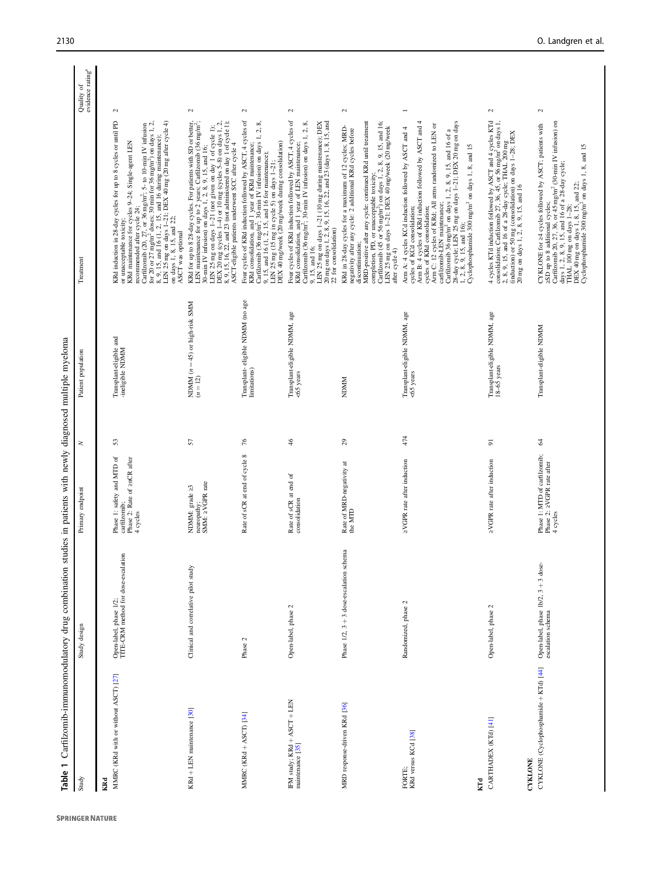**Table 1** Carfilzomib-immunomodulatory drug combination studies in patients with newly diagnosed multiple myeloma

| Study | Study design | Primary endpoint | N | Patient population | Treatment | Quality of evidence rating[a] |
|---|---|---|---|---|---|---|
| **KRd** | | | | | | |
| MMRC (KRd with or without ASCT) [27] | Open-label, phase 1/2; TITE-CRM method for dose-escalation | Phase 1: safety and MTD of carfilzomib; Phase 2: Rate of ≥nCR after 4 cycles | 53 | Transplant-eligible and -ineligible NDMM | KRd induction in 28-day cycles for up to 8 cycles or until PD or unacceptable toxicity; KRd maintenance for cycles 9–24; Single-agent LEN recommended after cycle 24; Carfilzomib (20, 27, or 36 mg/m$^2$; 5- to 10-min IV infusion for 20 or 27 mg/m$^2$ doses; 30 min for 36 mg/m$^2$) on days 1, 2, 8, 9, 15, and 16 (1, 2, 15, and 16 during maintenance); LEN 25 mg on days 1–21; DEX 40 mg (20 mg after cycle 4) on days 1, 8, 15, and 22; ASCT was optional | 2 |
| KRd + LEN maintenance [30] | Clinical and correlative pilot study | NDMM: grade ≥3 neuropathy; SMM: ≥VGPR rate | 57 | NDMM (n = 45) or high-risk SMM (n = 12) | KRd for up to 8 28-day cycles. For patients with SD or better, LEN maintenance for up to 2 years; Carfilzomib (36 mg/m$^2$; 30-min IV infusion) on days 1, 2, 8, 9, 15, and 16; LEN 25 mg on days 1–21 (not given on day 1 of cycle 1); DEX 20 mg (cycles 1–4) or 10 mg (cycles 5–8) on days 1, 2, 8, 9, 15, 16, 22, and 23 (not administered on day 1 of cycle 1); ASCT-eligible patients underwent SCC after cycle 4 | 2 |
| MMRC (KRd + ASCT) [34] | Phase 2 | Rate of sCR at end of cycle 8 | 76 | Transplant- eligible NDMM (no age limitations) | Four cycles of KRd induction followed by ASCT, 4 cycles of KRd consolidation, and 1 year of KRd maintenance; Carfilzomib (36 mg/m$^2$; 30-min IV infusion) on days 1, 2, 8, 9, 15, and 16 (1, 2, 15, and 16 for maintenance); LEN 25 mg (15 mg in cycle 5) on days 1–21; DEX 40 mg/week (20 mg/week during consolidation) | 2 |
| IFM study: KRd + ASCT + LEN maintenance [35] | Open-label, phase 2 | Rate of sCR at end of consolidation | 46 | Transplant-eligible NDMM, age <65 years | Four cycles of KRd induction followed by ASCT, 4 cycles of KRd consolidation, and 1 year of LEN maintenance; Carfilzomib (36 mg/m$^2$; 30-min IV infusion) on days 1, 2, 8, 9, 15, and 16; LEN 25 mg on days 1–21 (10 mg during maintenance); DEX 20 mg on days 1, 2, 8, 9, 15, 16, 22, and 23 (days 1, 8, 15, and 22 for consolidation) | 2 |
| MRD response-driven KRd [36] | Phase 1/2, 3 + 3 dose-escalation schema | Rate of MRD-negativity at the MTD | 29 | NDMM | KRd in 28-day cycles for a maximum of 12 cycles; MRD-negativity after any cycle: 2 additional KRd cycles before discontinuation; MRD-positive after any cycle: continued KRd until treatment completion, PD, or unacceptable toxicity; Carfilzomib (45 or 56 mg/m$^2$) on days 1, 2, 8, 9, 15, and 16; LEN 25 mg on days 1–21; DEX 40 mg/week (20 mg/week after cycle 4) | 2 |
| FORTE: KRd versus KCd [38] | Randomized, phase 2 | ≥VGPR rate after induction | 474 | Transplant-eligible NDMM, age <65 years | Arm A: 4 cycles KCd induction followed by ASCT and 4 cycles of KCd consolidation; Arm B: 4 cycles of KRd induction followed by ASCT and 4 cycles of KRd consolidation; Arm C: 12 cycles of KRd; All arms randomized to LEN or carfilzomib-LEN maintenance; Carfilzomib 36 mg/m$^2$ on days 1, 2, 8, 9, 15, and 16 of a 28-day cycle; LEN 25 mg on days 1–21; DEX 20 mg on days 1, 2, 8, 9, 15, and 16); Cyclophosphamide 300 mg/m$^2$ on days 1, 8, and 15 | 1 |
| **KTd** | | | | | | |
| CARTHADEX (KTd) [41] | Open-label, phase 2 | ≥VGPR rate after induction | 91 | Transplant-eligible NDMM, age 18–65 years | 4 cycles KTd induction followed by ASCT and 4 cycles KTd consolidation; Carfilzomib 27, 36, 45, or 56 mg/m$^2$ on days 1, 2, 8, 9, 15, and 16 of a 28-day cycle; THAL 200 mg (induction) or 50 mg (consolidation) on days 1–28; DEX 20 mg on days 1, 2, 8, 9, 15, and 16 | 2 |
| **CYKLONE** | | | | | | |
| CYKLONE (Cyclophosphamide + KTd) [44] | Open-label, phase Ib/2, 3 + 3 dose-escalation schema | Phase 1: MTD of carfilzomib; Phase 2: ≥VGPR rate after 4 cycles | 64 | Transplant-eligible NDMM | CYKLONE for ≥4 cycles followed by ASCT; patients with ≥SD up to 8 additional cycles; Carfilzomib 20, 27, 36, or 45 mg/m$^2$ (30-min IV infusion) on days 1, 2, 8, 9, 15, and 16 of a 28-day cycle; THAL 100 mg on days 1–28; DEX 40 mg on days 1, 8, 15, and 22; Cyclophosphamide 300 mg/m$^2$ on days 1, 8, and 15 | 2 |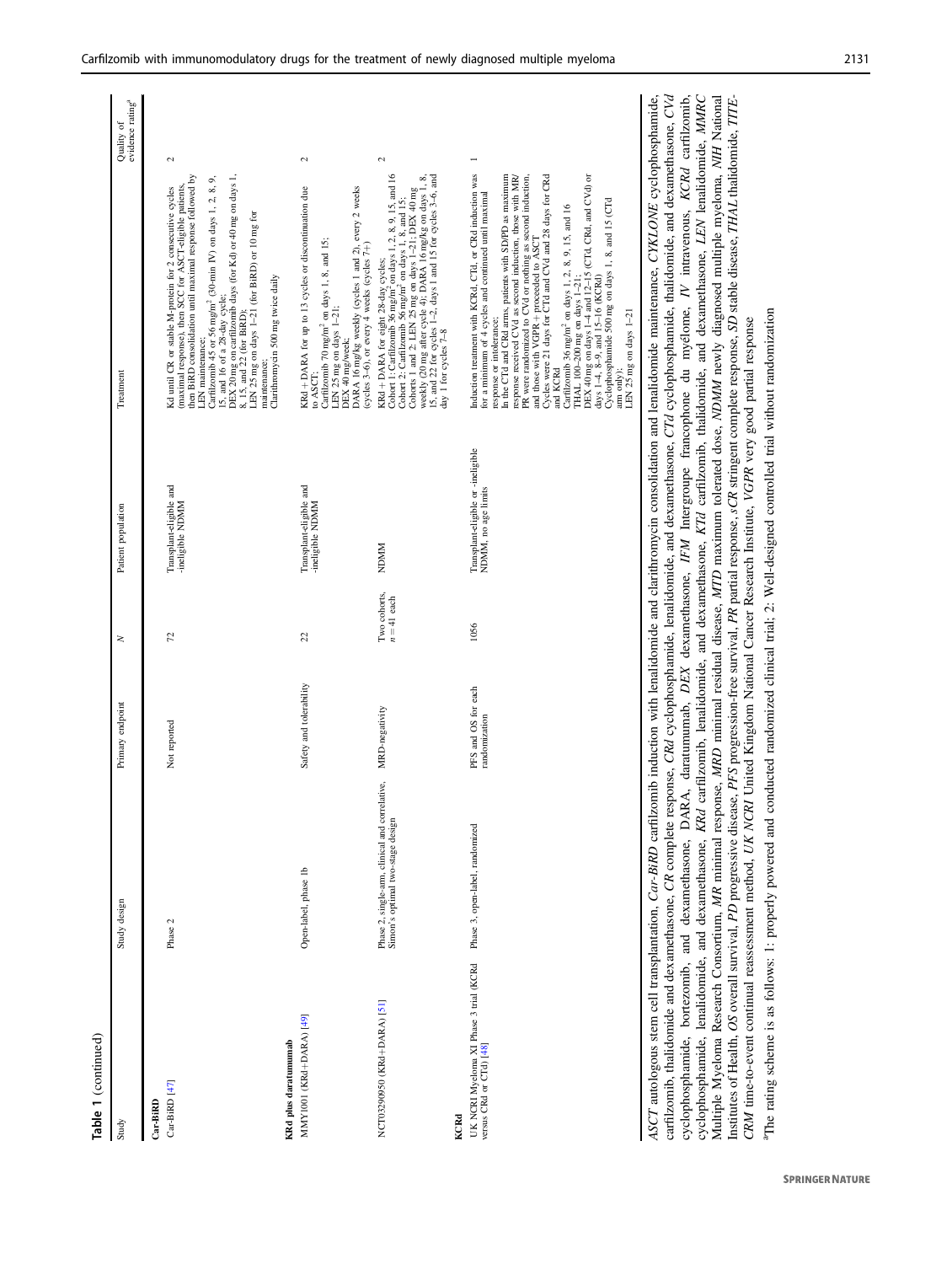**Table 1** (continued)

| Study | Study design | Primary endpoint | N | Patient population | Treatment | Quality of evidence rating[a] |
|---|---|---|---|---|---|---|
| **Car-BiRD** | | | | | | |
| Car-BiRD [47] | Phase 2 | Not reported | 72 | Transplant-eligible and -ineligible NDMM | Kd until CR or stable M-protein for 2 consecutive cycles (maximal response), then SCC for ASCT-eligible patients, then BiRD consolidation until maximal response followed by LEN maintenance:<br>Carfilzomib 45 or 56 mg/m$^2$ (30-min IV) on days 1, 2, 8, 9, 15, and 16 of a 28-day cycle;<br>DEX 20 mg on carfilzomib days (for Kd) or 40 mg on days 1, 8, 15, and 22 (for BiRD);<br>LEN 25 mg on days 1–21 (for BiRD) or 10 mg for maintenance;<br>Clarithromycin 500 mg twice daily | 2 |
| **KRd plus daratumumab** | | | | | | |
| MMY1001 (KRd+DARA) [49] | Open-label, phase 1b | Safety and tolerability | 22 | Transplant-eligible and -ineligible NDMM | KRd + DARA for up to 13 cycles or discontinuation due to ASCT:<br>Carfilzomib 70 mg/m$^2$ on days 1, 8, and 15;<br>LEN 25 mg on days 1–21;<br>DEX 40 mg/week;<br>DARA 16 mg/kg weekly (cycles 1 and 2), every 2 weeks (cycles 3–6), or every 4 weeks (cycles 7+) | 2 |
| NCT03290950 (KRd+DARA) [51] | Phase 2, single-arm, clinical and correlative, Simon's optimal two-stage design | MRD-negativity | Two cohorts, $n = 41$ each | NDMM | KRd + DARA for eight 28-day cycles:<br>Cohort 1: Carfilzomib 36 mg/m$^2$ on days 1, 2, 8, 9, 15, and 16<br>Cohort 2: Carfilzomib 56 mg/m$^2$ on days 1, 8, and 15;<br>Cohorts 1 and 2: LEN 25 mg on days 1–21; DEX 40 mg weekly (20 mg after cycle 4); DARA 16 mg/kg on days 1, 8, 15, and 22 for cycles 1–2, days 1 and 15 for cycles 3–6, and day 1 for cycles 7–8 | 2 |
| **KCRd** | | | | | | |
| UK NCRI Myeloma XI Phase 3 trial (KCRd versus CRd or CTd) [48] | Phase 3, open-label, randomized | PFS and OS for each randomization | 1056 | Transplant-eligible or -ineligible NDMM, no age limits | Induction treatment with KCRd, CTd, or CRd induction was for a minimum of 4 cycles and continued until maximal response or intolerance.<br>In the CTd and CRd arms, patients with SD/PD as maximum response received CVd as second induction, those with MR/PR were randomized to CVd or nothing as second induction, and those with VGPR + proceeded to ASCT<br>Cycles were 21 days for CTd and CVd and 28 days for CRd and KCRd<br>Carfilzomib 36 mg/m$^2$ on days 1, 2, 8, 9, 15, and 16<br>THAL 100–200 mg on days 1–21;<br>DEX 40 mg on days 1–4 and 12–15 (CTd, CRd, and CVd) or days 1–4, 8–9, and 15–16 (KCRd)<br>Cyclophosphamide 500 mg on days 1, 8, and 15 (CTd arm only);<br>LEN 25 mg on days 1–21 | 1 |

*ASCT* autologous stem cell transplantation, *Car-BiRD* carfilzomib induction with lenalidomide and clarithromycin consolidation and lenalidomide maintenance, *CYKLONE* cyclophosphamide, carfilzomib, thalidomide and dexamethasone, *CR* complete response, *CRd* cyclophosphamide, lenalidomide, and dexamethasone, *CTd* cyclophosphamide, thalidomide, and dexamethasone, *CVd* cyclophosphamide, bortezomib, and dexamethasone, DARA, daratumumab, *DEX* dexamethasone, *IFM* Intergroupe francophone du myelome, *IV* intravenous, *KCRd* carfilzomib, cyclophosphamide, lenalidomide, and dexamethasone, *KRd* carfilzomib, lenalidomide, and dexamethasone, *KTd* carfilzomib, thalidomide, and dexamethasone, *LEN* lenalidomide, *MMRC* Multiple Myeloma Research Consortium, *MR* minimal response, *MRD* minimal residual disease, *MTD* maximum tolerated dose, *NDMM* newly diagnosed multiple myeloma, *NIH* National Institutes of Health, *OS* overall survival, *PD* progressive disease, *PFS* progression-free survival, *PR* partial response, *sCR* stringent complete response, *SD* stable disease, *THAL* thalidomide, *TITE-CRM* time-to-event continual reassessment method, *UK NCRI* United Kingdom National Cancer Research Institute, *VGPR* very good partial response

[a]The rating scheme is as follows: 1: properly powered and conducted randomized clinical trial; 2: Well-designed controlled trial without randomization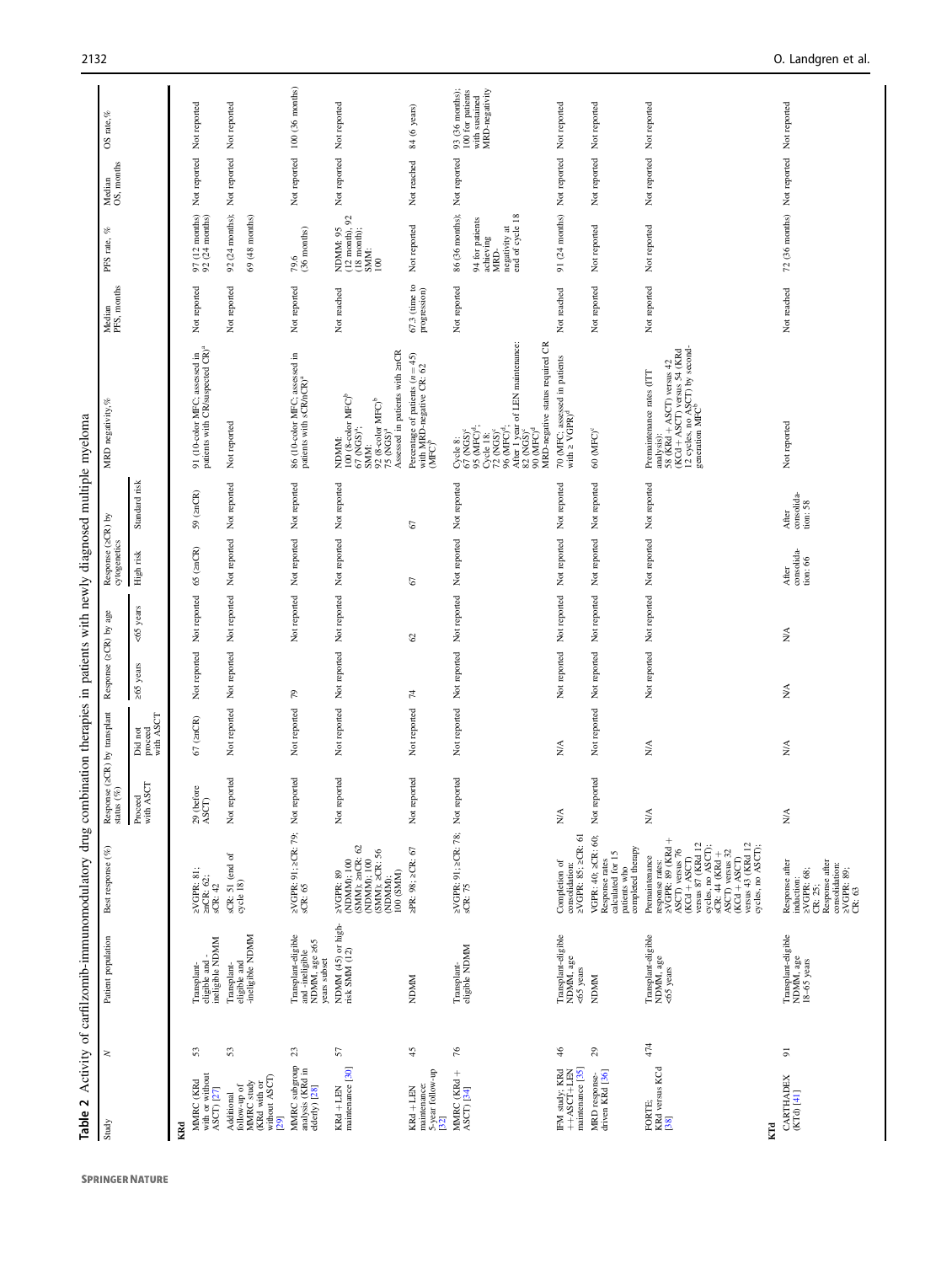**Table 2** Activity of carfilzomib-immunomodulatory drug combination therapies in patients with newly diagnosed multiple myeloma

| Study | N | Patient population | Best response (%) | Response (≥CR) by transplant status (%) | | Response (≥CR) by age | | Response (≥CR) by cytogenetics | | MRD negativity,% | Median PFS, months | PFS rate, % | Median OS, months | OS rate, % |
|---|---|---|---|---|---|---|---|---|---|---|---|---|---|---|
| | | | | Proceed with ASCT | Did not proceed with ASCT | ≥65 years | <65 years | High risk | Standard risk | | | | | |
| **KRd** | | | | | | | | | | | | | | |
| MMRC (KRd with or without ASCT) [27] | 53 | Transplant-eligible and -ineligible NDMM | ≥VGPR: 81; ≥nCR: 62; sCR: 42 | 29 (before ASCT) | 67 (≥nCR) | Not reported | Not reported | 65 (≥nCR) | 59 (≥nCR) | 91 (10-color MFC; assessed in patients with CR/suspected CR)[a] | Not reported | 97 (12 months) 92 (24 months) | Not reported | Not reported |
| Additional follow-up of MMRC study (KRd with or without ASCT) [29] | 53 | Transplant-eligible and -ineligible NDMM | sCR: 51 (end of cycle 18) | Not reported | Not reported | Not reported | Not reported | Not reported | Not reported | Not reported | Not reported | 92 (24 months); 69 (48 months) | Not reported | Not reported |
| MMRC subgroup analysis (KRd in elderly) [28] | 23 | Transplant-eligible and -ineligible NDMM, age ≥65 years subset | ≥VGPR: 91; ≥CR: 79; sCR: 65 | Not reported | Not reported | 79 | Not reported | Not reported | Not reported | 86 (10-color MFC; assessed in patients with sCR/nCR)[a] | Not reported | 79.6 (36 months) | Not reported | 100 (36 months) |
| KRd + LEN maintenance [30] | 57 | NDMM (45) or high-risk SMM (12) | ≥VGPR: 89 (NDMM); 100 (SMM); ≥nCR: 62 (NDMM); 100 (SMM); ≥CR: 56 (NDMM); 100 (SMM) | Not reported | Not reported | Not reported | Not reported | Not reported | Not reported | NDMM: 100 (8-color MFC)[b] 67 (NGS)[c]; SMM: 92 (8-color MFC)[b] 75 (NGS)[c] Assessed in patients with ≥nCR | Not reached | NDMM: 95 (12 month), 92 (18 month); SMM: 100 | Not reported | Not reported |
| KRd + LEN maintenance: 5-year follow-up [32] | 45 | NDMM | ≥PR: 98; ≥CR: 67 | Not reported | Not reported | 74 | 62 | 67 | 67 | Percentage of patients (n = 45) with MRD-negative CR: 62 (MFC)[b] | 67.3 (time to progression) | Not reported | Not reached | 84 (6 years) |
| MMRC (KRd + ASCT) [34] | 76 | Transplant-eligible NDMM | ≥VGPR: 91; ≥CR: 78; sCR: 75 | Not reported | Not reported | Not reported | Not reported | Not reported | Not reported | Cycle 8: 67 (NGS)[c] 95 (MFC)[d]; Cycle 18: 72 (NGS)[c] 96 (MFC)[d]; After 1 year of LEN maintenance: 82 (NGS)[c] 90 (MFC)[d] MRD-negative status required CR | Not reported | 86 (36 months); 94 for patients achieving MRD-negativity at end of cycle 18 | Not reported | 93 (36 months); 100 for patients with sustained MRD-negativity |
| IFM study: KRd + ASCT + LEN maintenance [35] | 46 | Transplant-eligible NDMM, age <65 years | Completion of consolidation: ≥VGPR: 85; ≥CR: 61 | N/A | N/A | Not reported | Not reported | Not reported | Not reported | 70 (MFC; assessed in patients with ≥ VGPR)[d] | Not reached | 91 (24 months) | Not reported | Not reported |
| MRD response-driven KRd [36] | 29 | NDMM | VGPR: 40; ≥CR: 60; Response rates calculated for 15 patients who completed therapy | Not reported | Not reported | Not reported | Not reported | Not reported | Not reported | 60 (MFC)[c] | Not reported | Not reported | Not reported | Not reported |
| FORTE: KRd versus KCd [38] | 474 | Transplant-eligible NDMM, age <65 years | Premaintenance response rates: ≥VGPR: 89 (KRd + ASCT) versus 76 (KCd + ASCT) versus 87 (KRd 12 cycles, no ASCT); sCR: 44 (KRd + ASCT) versus 32 (KCd + ASCT) versus 43 (KRd 12 cycles, no ASCT); | N/A | N/A | Not reported | Not reported | Not reported | Not reported | Premaintenance rates (ITT analysis): 58 (KRd + ASCT) versus 42 (KCd + ASCT) versus 54 (KRd 12 cycles, no ASCT) by second-generation MFC[b] | Not reported | Not reported | Not reported | Not reported |
| **KTd** | | | | | | | | | | | | | | |
| CARTHADEX (KTd) [41] | 91 | Transplant-eligible NDMM, age 18–65 years | Response after induction: ≥VGPR: 68; CR: 25; Response after consolidation: ≥VGPR: 89; CR: 63 | N/A | N/A | N/A | N/A | After consolidation: 66 | After consolidation: 58 | Not reported | Not reached | 72 (36 months) | Not reported | Not reported |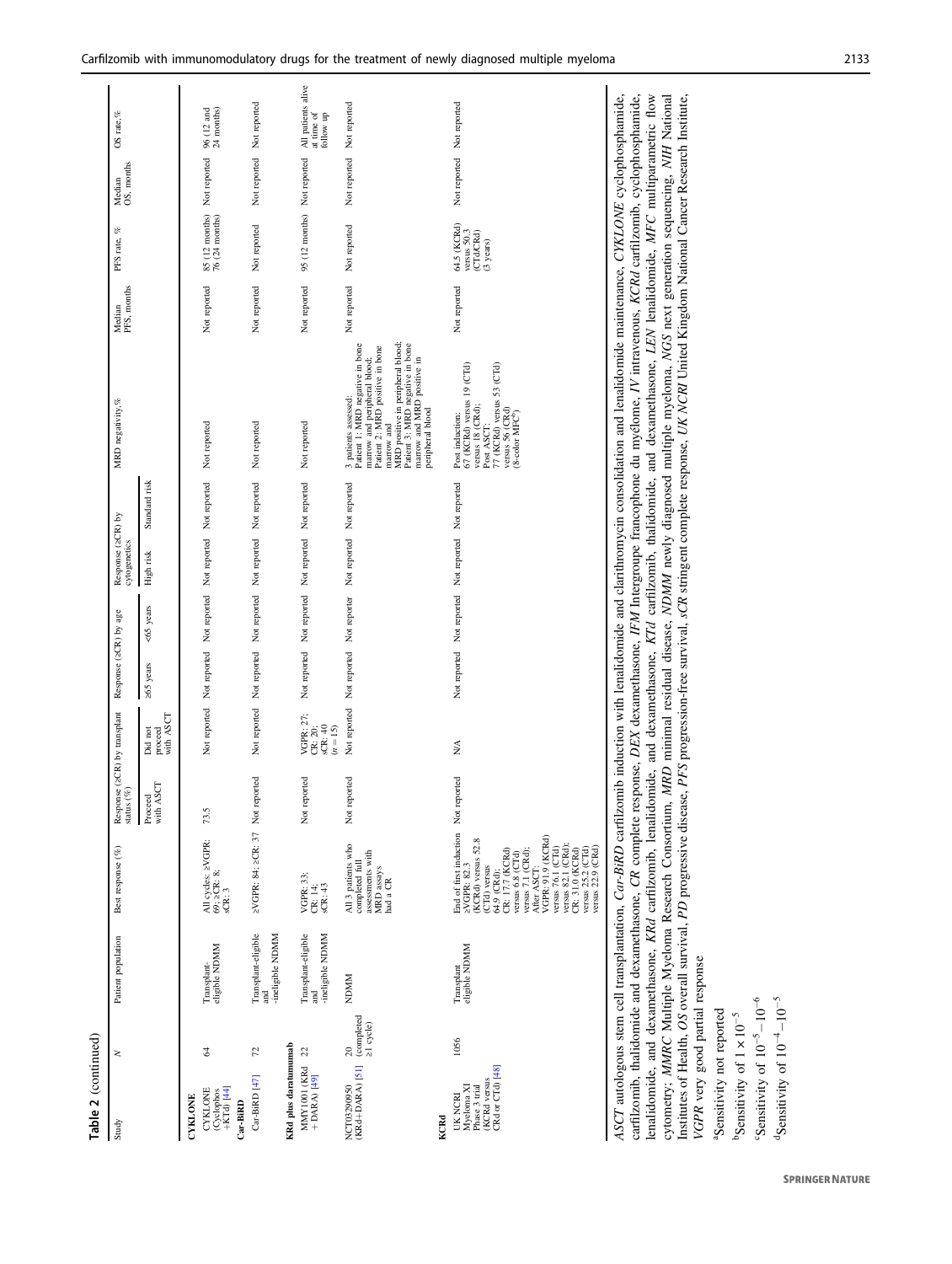**Table 2 (continued)**

| Study | N | Patient population | Best response (%) | Response (≥CR) by transplant status (%) | | Response (≥CR) by age | | Response (≥CR) by cytogenetics | | MRD negativity,% | Median PFS, months | PFS rate, % | Median OS, months | OS rate,% |
|---|---|---|---|---|---|---|---|---|---|---|---|---|---|---|
| | | | | Proceed with ASCT | Did not proceed with ASCT | ≥65 years | <65 years | High risk | Standard risk | | | | | |
| **CYKLONE** | | | | | | | | | | | | | | |
| CYKLONE (Cyclophos +KTd) [44] | 64 | Transplant-eligible NDMM | All cycles: ≥VGPR: 69; ≥CR: 8; sCR: 3 | 73.5 | Not reported | Not reported | Not reported | Not reported | Not reported | Not reported | Not reported | 85 (12 months) 76 (24 months) | Not reported | 96 (12 and 24 months) |
| **Car-BiRD** | | | | | | | | | | | | | | |
| Car-BiRD [47] | 72 | Transplant-eligible and -ineligible NDMM | ≥VGPR: 84; ≥CR: 37 | Not reported | Not reported | Not reported | Not reported | Not reported | Not reported | Not reported | Not reported | Not reported | Not reported | Not reported |
| **KRd plus daratumumab** | | | | | | | | | | | | | | |
| MMY1001 (KRd + DARA) [49] | 22 | Transplant-eligible and -ineligible NDMM | VGPR: 33; CR: 14; sCR: 43 | Not reported | VGPR: 27; CR: 20; sCR: 40 ($n = 15$) | Not reported | Not reported | Not reported | Not reported | Not reported | Not reported | 95 (12 months) | Not reported | All patients alive at time of follow up |
| NCT03290950 (KRd+DARA) [51] | 20 (completed ≥1 cycle) | NDMM | All 3 patients who completed full assessments with MRD assays had a CR | Not reported | Not reported | Not reported | Not reporter | Not reported | Not reported | 3 patients assessed: Patient 1: MRD negative in bone marrow and peripheral blood; Patient 2: MRD positive in bone marrow and MRD positive in peripheral blood; Patient 3: MRD negative in bone marrow and MRD positive in peripheral blood | Not reported | Not reported | Not reported | Not reported |
| **KCRd** | | | | | | | | | | | | | | |
| UK NCRI Myeloma XI Phase 3 trial (KCRd versus CRd or CTd) [48] | 1056 | Transplant eligible NDMM | End of first induction ≥VGPR: 82.3 (KCRd) versus 52.8 (CTd) versus 64.9 (CRd); CR: 17.7 (KCRd) versus 6.8 (CTd) versus 7.1 (CRd); After ASCT: VGPR: 91.9 (KCRd) versus 76.1 (CTd) versus 82.1 (CRd); CR: 31.0 (KCRd) versus 25.2 (CTd) versus 22.9 (CRd) | Not reported | N/A | Not reported | Not reported | Not reported | Not reported | Post induction: 67 (KCRd) versus 19 (CTd) versus 18 (CRd); Post ASCT: 77 (KCRd) versus 53 (CTd) versus 56 (CRd) (8-color MFC[c]) | Not reported | 64.5 (KCRd) versus 50.3 (CTd/CRd) (3 years) | Not reported | Not reported |

*ASCT* autologous stem cell transplantation, *Car-BiRD* carfilzomib induction with lenalidomide and clarithromycin consolidation and lenalidomide maintenance, *CYKLONE* cyclophosphamide, carfilzomib, thalidomide and dexamethasone, *CR* complete response, *DEX* dexamethasone, *IFM* Intergroupe francophone du myélome, *IV* intravenous, *KCRd* carfilzomib, cyclophosphamide, lenalidomide, and dexamethasone, *KRd* carfilzomib, lenalidomide, and dexamethasone, *KTd* carfilzomib, thalidomide, and dexamethasone, *LEN* lenalidomide, *MFC* multiparametric flow cytometry, *MMRC* Multiple Myeloma Research Consortium, *MRD* minimal residual disease, *NDMM* newly diagnosed multiple myeloma, *NGS* next generation sequencing, *NIH* National Institutes of Health, *OS* overall survival, *PD* progressive disease, *PFS* progression-free survival, *sCR* stringent complete response, *UK NCRI* United Kingdom National Cancer Research Institute, *VGPR* very good partial response

[a]Sensitivity not reported

[b]Sensitivity of $1 \times 10^{-5}$

[c]Sensitivity of $10^{-5}$–$10^{-6}$

[d]Sensitivity of $10^{-4}$–$10^{-5}$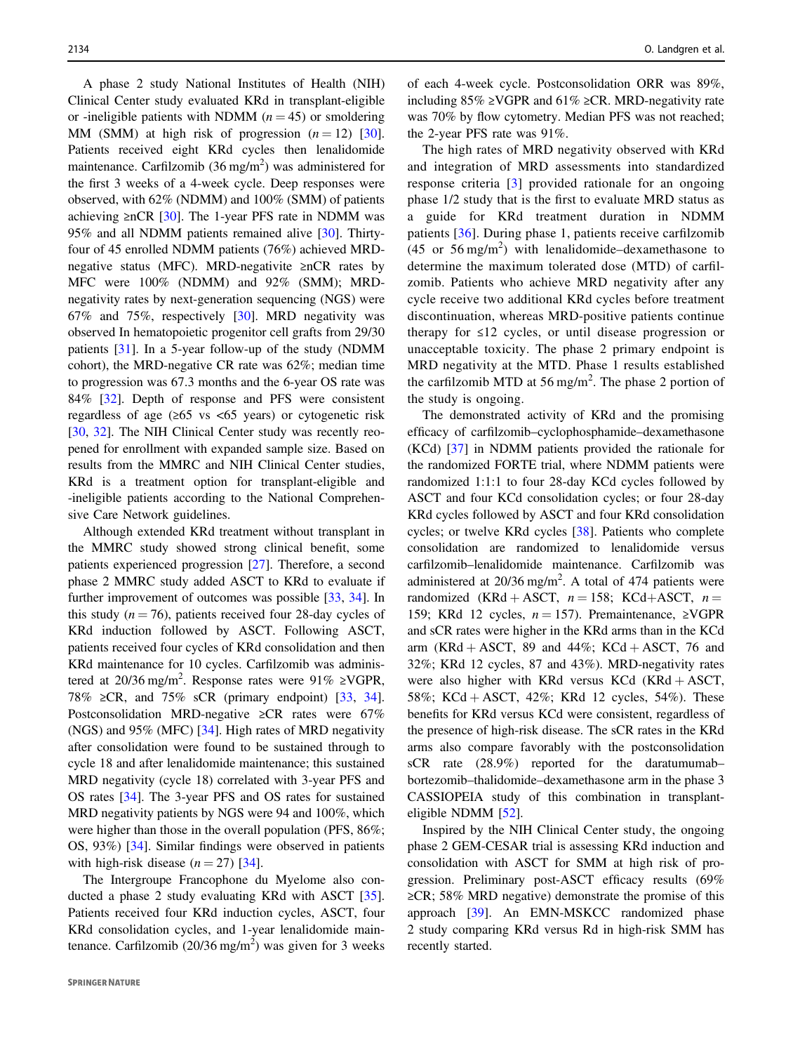A phase 2 study National Institutes of Health (NIH) Clinical Center study evaluated KRd in transplant-eligible or -ineligible patients with NDMM ($n = 45$) or smoldering MM (SMM) at high risk of progression ($n = 12$) [30]. Patients received eight KRd cycles then lenalidomide maintenance. Carfilzomib (36 mg/m$^2$) was administered for the first 3 weeks of a 4-week cycle. Deep responses were observed, with 62% (NDMM) and 100% (SMM) of patients achieving ≥nCR [30]. The 1-year PFS rate in NDMM was 95% and all NDMM patients remained alive [30]. Thirty-four of 45 enrolled NDMM patients (76%) achieved MRD-negative status (MFC). MRD-negativite ≥nCR rates by MFC were 100% (NDMM) and 92% (SMM); MRD-negativity rates by next-generation sequencing (NGS) were 67% and 75%, respectively [30]. MRD negativity was observed In hematopoietic progenitor cell grafts from 29/30 patients [31]. In a 5-year follow-up of the study (NDMM cohort), the MRD-negative CR rate was 62%; median time to progression was 67.3 months and the 6-year OS rate was 84% [32]. Depth of response and PFS were consistent regardless of age (≥65 vs <65 years) or cytogenetic risk [30, 32]. The NIH Clinical Center study was recently reopened for enrollment with expanded sample size. Based on results from the MMRC and NIH Clinical Center studies, KRd is a treatment option for transplant-eligible and -ineligible patients according to the National Comprehensive Care Network guidelines.

Although extended KRd treatment without transplant in the MMRC study showed strong clinical benefit, some patients experienced progression [27]. Therefore, a second phase 2 MMRC study added ASCT to KRd to evaluate if further improvement of outcomes was possible [33, 34]. In this study ($n = 76$), patients received four 28-day cycles of KRd induction followed by ASCT. Following ASCT, patients received four cycles of KRd consolidation and then KRd maintenance for 10 cycles. Carfilzomib was administered at 20/36 mg/m$^2$. Response rates were 91% ≥VGPR, 78% ≥CR, and 75% sCR (primary endpoint) [33, 34]. Postconsolidation MRD-negative ≥CR rates were 67% (NGS) and 95% (MFC) [34]. High rates of MRD negativity after consolidation were found to be sustained through to cycle 18 and after lenalidomide maintenance; this sustained MRD negativity (cycle 18) correlated with 3-year PFS and OS rates [34]. The 3-year PFS and OS rates for sustained MRD negativity patients by NGS were 94 and 100%, which were higher than those in the overall population (PFS, 86%; OS, 93%) [34]. Similar findings were observed in patients with high-risk disease ($n = 27$) [34].

The Intergroupe Francophone du Myelome also conducted a phase 2 study evaluating KRd with ASCT [35]. Patients received four KRd induction cycles, ASCT, four KRd consolidation cycles, and 1-year lenalidomide maintenance. Carfilzomib (20/36 mg/m$^2$) was given for 3 weeks of each 4-week cycle. Postconsolidation ORR was 89%, including 85% ≥VGPR and 61% ≥CR. MRD-negativity rate was 70% by flow cytometry. Median PFS was not reached; the 2-year PFS rate was 91%.

The high rates of MRD negativity observed with KRd and integration of MRD assessments into standardized response criteria [3] provided rationale for an ongoing phase 1/2 study that is the first to evaluate MRD status as a guide for KRd treatment duration in NDMM patients [36]. During phase 1, patients receive carfilzomib (45 or 56 mg/m$^2$) with lenalidomide–dexamethasone to determine the maximum tolerated dose (MTD) of carfilzomib. Patients who achieve MRD negativity after any cycle receive two additional KRd cycles before treatment discontinuation, whereas MRD-positive patients continue therapy for ≤12 cycles, or until disease progression or unacceptable toxicity. The phase 2 primary endpoint is MRD negativity at the MTD. Phase 1 results established the carfilzomib MTD at 56 mg/m$^2$. The phase 2 portion of the study is ongoing.

The demonstrated activity of KRd and the promising efficacy of carfilzomib–cyclophosphamide–dexamethasone (KCd) [37] in NDMM patients provided the rationale for the randomized FORTE trial, where NDMM patients were randomized 1:1:1 to four 28-day KCd cycles followed by ASCT and four KCd consolidation cycles; or four 28-day KRd cycles followed by ASCT and four KRd consolidation cycles; or twelve KRd cycles [38]. Patients who complete consolidation are randomized to lenalidomide versus carfilzomib–lenalidomide maintenance. Carfilzomib was administered at 20/36 mg/m$^2$. A total of 474 patients were randomized (KRd + ASCT, $n = 158$; KCd+ASCT, $n = 159$; KRd 12 cycles, $n = 157$). Premaintenance, ≥VGPR and sCR rates were higher in the KRd arms than in the KCd arm (KRd + ASCT, 89 and 44%; KCd + ASCT, 76 and 32%; KRd 12 cycles, 87 and 43%). MRD-negativity rates were also higher with KRd versus KCd (KRd + ASCT, 58%; KCd + ASCT, 42%; KRd 12 cycles, 54%). These benefits for KRd versus KCd were consistent, regardless of the presence of high-risk disease. The sCR rates in the KRd arms also compare favorably with the postconsolidation sCR rate (28.9%) reported for the daratumumab–bortezomib–thalidomide–dexamethasone arm in the phase 3 CASSIOPEIA study of this combination in transplant-eligible NDMM [52].

Inspired by the NIH Clinical Center study, the ongoing phase 2 GEM-CESAR trial is assessing KRd induction and consolidation with ASCT for SMM at high risk of progression. Preliminary post-ASCT efficacy results (69% ≥CR; 58% MRD negative) demonstrate the promise of this approach [39]. An EMN-MSKCC randomized phase 2 study comparing KRd versus Rd in high-risk SMM has recently started.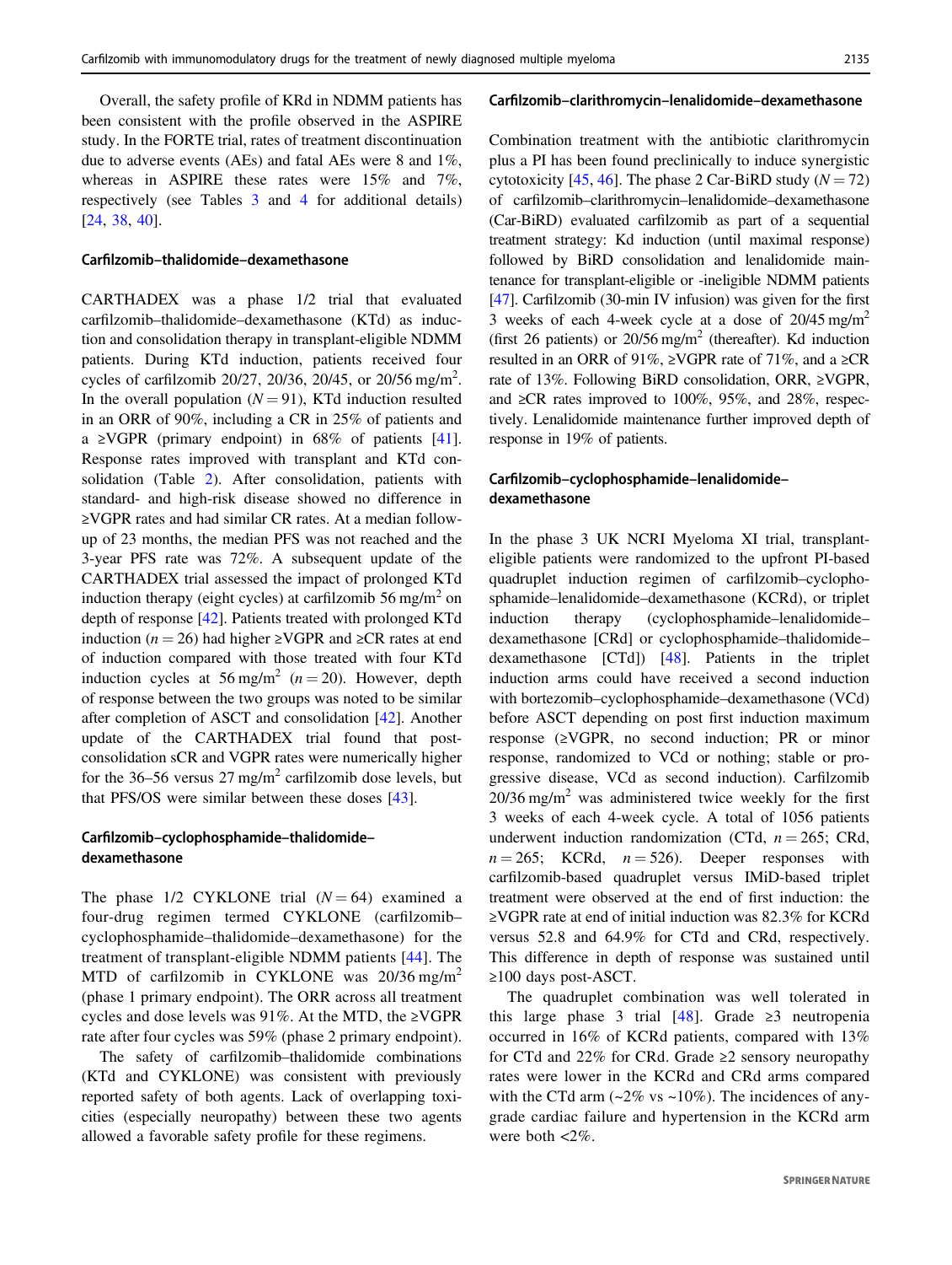Overall, the safety profile of KRd in NDMM patients has been consistent with the profile observed in the ASPIRE study. In the FORTE trial, rates of treatment discontinuation due to adverse events (AEs) and fatal AEs were 8 and 1%, whereas in ASPIRE these rates were 15% and 7%, respectively (see Tables 3 and 4 for additional details) [24, 38, 40].

### Carfilzomib–thalidomide–dexamethasone

CARTHADEX was a phase 1/2 trial that evaluated carfilzomib–thalidomide–dexamethasone (KTd) as induction and consolidation therapy in transplant-eligible NDMM patients. During KTd induction, patients received four cycles of carfilzomib 20/27, 20/36, 20/45, or 20/56 mg/m$^2$. In the overall population ($N = 91$), KTd induction resulted in an ORR of 90%, including a CR in 25% of patients and a ≥VGPR (primary endpoint) in 68% of patients [41]. Response rates improved with transplant and KTd consolidation (Table 2). After consolidation, patients with standard- and high-risk disease showed no difference in ≥VGPR rates and had similar CR rates. At a median follow-up of 23 months, the median PFS was not reached and the 3-year PFS rate was 72%. A subsequent update of the CARTHADEX trial assessed the impact of prolonged KTd induction therapy (eight cycles) at carfilzomib 56 mg/m$^2$ on depth of response [42]. Patients treated with prolonged KTd induction ($n = 26$) had higher ≥VGPR and ≥CR rates at end of induction compared with those treated with four KTd induction cycles at 56 mg/m$^2$ ($n = 20$). However, depth of response between the two groups was noted to be similar after completion of ASCT and consolidation [42]. Another update of the CARTHADEX trial found that post-consolidation sCR and VGPR rates were numerically higher for the 36–56 versus 27 mg/m$^2$ carfilzomib dose levels, but that PFS/OS were similar between these doses [43].

### Carfilzomib–cyclophosphamide–thalidomide–dexamethasone

The phase 1/2 CYKLONE trial ($N = 64$) examined a four-drug regimen termed CYKLONE (carfilzomib–cyclophosphamide–thalidomide–dexamethasone) for the treatment of transplant-eligible NDMM patients [44]. The MTD of carfilzomib in CYKLONE was 20/36 mg/m$^2$ (phase 1 primary endpoint). The ORR across all treatment cycles and dose levels was 91%. At the MTD, the ≥VGPR rate after four cycles was 59% (phase 2 primary endpoint).

The safety of carfilzomib–thalidomide combinations (KTd and CYKLONE) was consistent with previously reported safety of both agents. Lack of overlapping toxicities (especially neuropathy) between these two agents allowed a favorable safety profile for these regimens.

### Carfilzomib–clarithromycin–lenalidomide–dexamethasone

Combination treatment with the antibiotic clarithromycin plus a PI has been found preclinically to induce synergistic cytotoxicity [45, 46]. The phase 2 Car-BiRD study ($N = 72$) of carfilzomib–clarithromycin–lenalidomide–dexamethasone (Car-BiRD) evaluated carfilzomib as part of a sequential treatment strategy: Kd induction (until maximal response) followed by BiRD consolidation and lenalidomide maintenance for transplant-eligible or -ineligible NDMM patients [47]. Carfilzomib (30-min IV infusion) was given for the first 3 weeks of each 4-week cycle at a dose of 20/45 mg/m$^2$ (first 26 patients) or 20/56 mg/m$^2$ (thereafter). Kd induction resulted in an ORR of 91%, ≥VGPR rate of 71%, and a ≥CR rate of 13%. Following BiRD consolidation, ORR, ≥VGPR, and ≥CR rates improved to 100%, 95%, and 28%, respectively. Lenalidomide maintenance further improved depth of response in 19% of patients.

### Carfilzomib–cyclophosphamide–lenalidomide–dexamethasone

In the phase 3 UK NCRI Myeloma XI trial, transplant-eligible patients were randomized to the upfront PI-based quadruplet induction regimen of carfilzomib–cyclophosphamide–lenalidomide–dexamethasone (KCRd), or triplet induction therapy (cyclophosphamide–lenalidomide–dexamethasone [CRd] or cyclophosphamide–thalidomide–dexamethasone [CTd]) [48]. Patients in the triplet induction arms could have received a second induction with bortezomib–cyclophosphamide–dexamethasone (VCd) before ASCT depending on post first induction maximum response (≥VGPR, no second induction; PR or minor response, randomized to VCd or nothing; stable or progressive disease, VCd as second induction). Carfilzomib 20/36 mg/m$^2$ was administered twice weekly for the first 3 weeks of each 4-week cycle. A total of 1056 patients underwent induction randomization (CTd, $n = 265$; CRd, $n = 265$; KCRd, $n = 526$). Deeper responses with carfilzomib-based quadruplet versus IMiD-based triplet treatment were observed at the end of first induction: the ≥VGPR rate at end of initial induction was 82.3% for KCRd versus 52.8 and 64.9% for CTd and CRd, respectively. This difference in depth of response was sustained until ≥100 days post-ASCT.

The quadruplet combination was well tolerated in this large phase 3 trial [48]. Grade ≥3 neutropenia occurred in 16% of KCRd patients, compared with 13% for CTd and 22% for CRd. Grade ≥2 sensory neuropathy rates were lower in the KCRd and CRd arms compared with the CTd arm (~2% vs ~10%). The incidences of any-grade cardiac failure and hypertension in the KCRd arm were both <2%.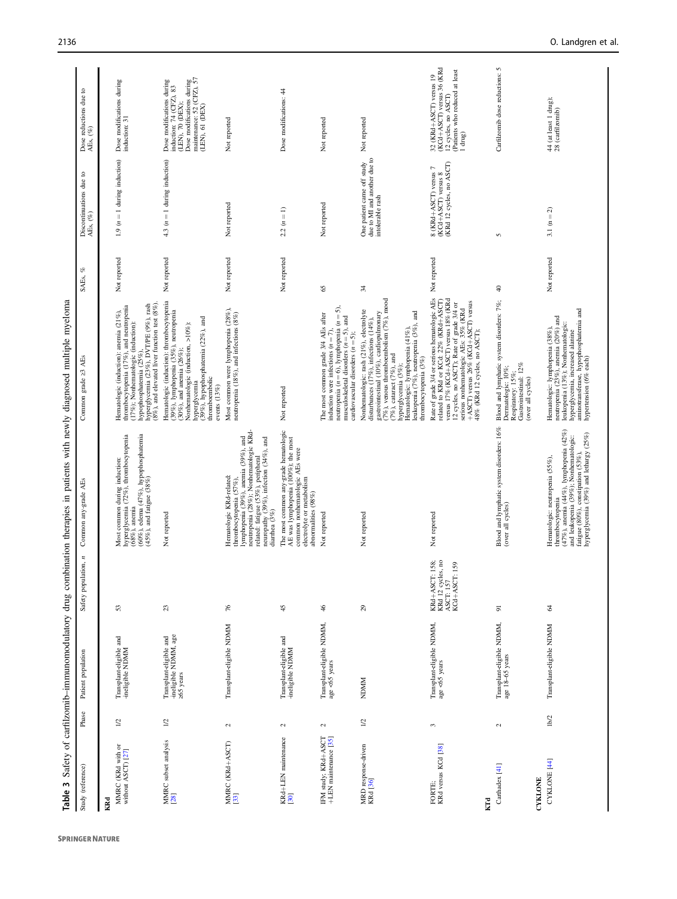**Table 3** Safety of carfilzomib–immunomodulatory drug combination therapies in patients with newly diagnosed multiple myeloma

| Study (reference) | Phase | Patient population | Safety population, n | Common any-grade AEs | Common grade ≥3 AEs | SAEs, % | Discontinuations due to AEs, (%) | Dose reductions due to AEs, (%) |
|---|---|---|---|---|---|---|---|---|
| **KRd** | | | | | | | | |
| MMRC (KRd with or without ASCT) [27] | 1/2 | Transplant-eligible and -ineligible NDMM | 53 | Most common during induction: hyperglycemia (72%), thrombocytopenia (68%), anemia (60%), edema (47%), hypophosphatemia (45%), and fatigue (38%) | Hematologic (induction): anemia (21%), thrombocytopenia (17%), and neutropenia (17%); Nonhematologic (induction): hypophosphatemia (25%), hyperglycemia (23%), DVT/PE (9%), rash (8%), and elevated liver function test (8%) | Not reported | 1.9 (n = 1 during induction) | Dose modifications during induction: 31 |
| MMRC subset analysis [28] | 1/2 | Transplant-eligible and -ineligible NDMM, age ≥65 years | 23 | Not reported | Hematologic (induction): thrombocytopenia (39%), lymphopenia (35%), neutropenia (30%), and anemia (26%); Nonhematologic (induction, >10%): hyperglycemia (39%), hypophosphatemia (22%), and thromboembolic events (13%) | Not reported | 4.3 (n = 1 during induction) | Dose modifications during induction: 74 (CFZ), 83 (LEN), 70 (DEX); Dose modifications during maintenance: 52 (CFZ), 57 (LEN), 61 (DEX) |
| MMRC (KRd+ASCT) [33] | 2 | Transplant-eligible NDMM | 76 | Hematologic KRd-related: thrombocytopenia (57%), lymphopenia (39%), anemia (39%), and neutropenia (28%); Nonhematologic KRd-related: fatigue (53%), peripheral neuropathy (39%), infection (34%), and diarrhea (3%) | Most common were lymphopenia (28%), neutropenia (18%), and infections (8%) | Not reported | Not reported | Not reported |
| KRd+LEN maintenance [30] | 2 | Transplant-eligible and -ineligible NDMM | 45 | The most common any-grade hematologic AE was lymphopenia (100%); the most common nonhematologic AEs were electrolyte or metabolism abnormalities (98%) | Not reported | Not reported | 2.2 (n = 1) | Dose modifications: 44 |
| IFM study; KRd+ASCT +LEN maintenance [35] | 2 | Transplant-eligible NDMM, age <65 years | 46 | Not reported | The most common grade 3/4 AEs after induction were infections (n = 7), neutropenia (n = 6), lymphopenia (n = 5), musculoskeletal disorders (n = 5), and cardiovascular disorders (n = 5); | 65 | Not reported | Not reported |
| MRD response-driven KRd [36] | 1/2 | NDMM | 29 | Not reported | Nonhematologic: rash (21%), electrolyte disturbances (17%), infections (14%), gastrointestinal (10%), cardiopulmonary (7%), venous thromboembolism (7%), mood (7%), cataract (7%), and hyperglycemia (3%); Hematologic: lymphopenia (41%), leukopenia (7%), neutropenia (3%), and thrombocytopenia (3%) | 34 | One patient came off study due to MI and another due to intolerable rash | Not reported |
| FORTE: KRd versus KCd [38] | 3 | Transplant-eligible NDMM, age <65 years | KRd+ASCT: 158; KRd 12 cycles, no ASCT: 157 KCd+ASCT: 159 | Not reported | Rate of grade 3/4 or serious hematologic AEs related to KRd or KCd: 22% (KRd+ASCT) versus 17% (KCd+ASCT) versus 18% (KRd 12 cycles, no ASCT); Rate of grade 3/4 or serious nonhematologic AEs: 35% (KRd +ASCT) versus 26% (KCd+ASCT) versus 48% (KRd 12 cycles, no ASCT); | Not reported | 8 (KRd+ASCT) versus 7 (KCd+ASCT) versus 8 (KRd 12 cycles, no ASCT) | 32 (KRd+ASCT) versus 19 (KCd+ASCT) versus 36 (KRd 12 cycles, no ASCT) (Patients who reduced at least 1 drug) |
| **KTd** | | | | | | | | |
| Carthadex [41] | 2 | Transplant-eligible NDMM, age 18–65 years | 91 | Blood and lymphatic system disorders: 16% (over all cycles) | Blood and lymphatic system disorders: 7%; Dermatologic: 10%; Respiratory: 15%; Gastrointestinal: 12% (over all cycles) | 40 | 5 | Carfilzomib dose reductions: 5 |
| **CYKLONE** | | | | | | | | |
| CYKLONE [44] | 1b/2 | Transplant-eligible NDMM | 64 | Hematologic: neutropenia (55%), thrombocytopenia (47%), anemia (44%), lymphopenia (42%) and leukopenia (39%); Nonhematologic: fatigue (80%), constipation (53%), hyperglycemia (39%) and lethargy (25%) | Hematologic: lymphopenia (38%), neutropenia (23%), anemia (20%) and leukopenia (13%); Nonhematologic: hyperglycemia, increased alanine aminotransferase, hypophosphatemia and hypertension (6% each) | Not reported | 3.1 (n = 2) | 44 (at least 1 drug); 28 (carfilzomib) |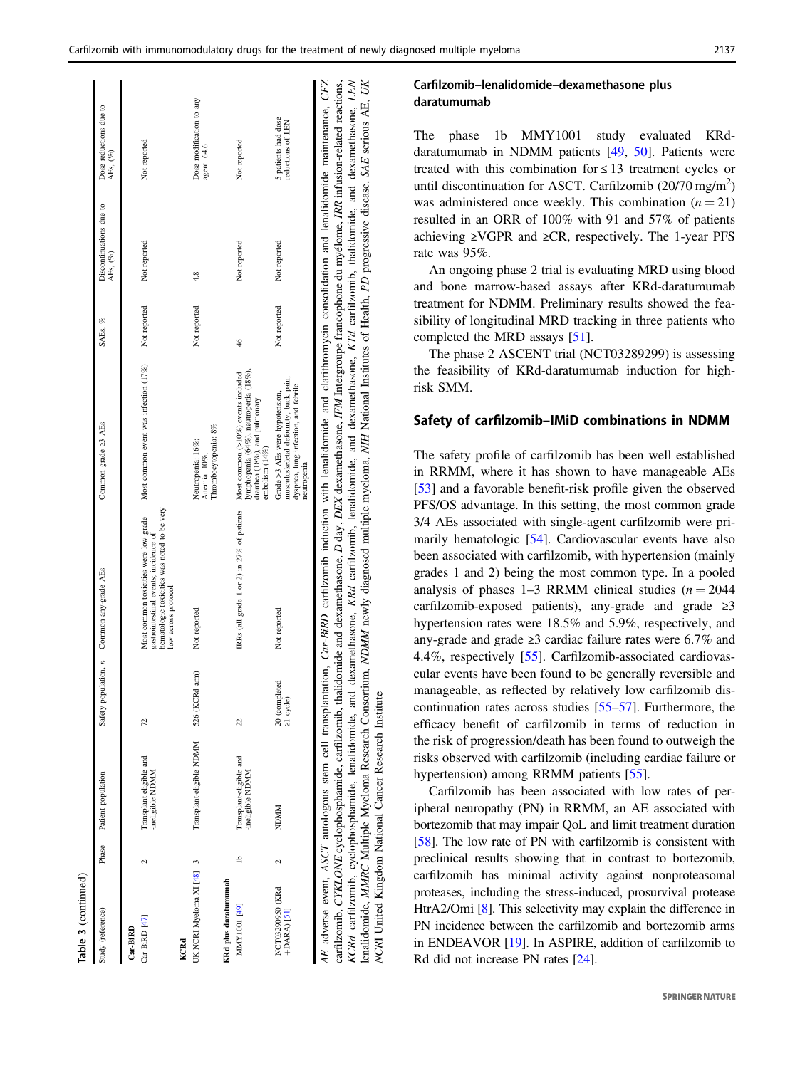Table 3 (continued)

| Study (reference) | Phase | Patient population | Safety population, n | Common any-grade AEs | Common grade ≥3 AEs | SAEs, % | Discontinuations due to AEs, (%) | Dose reductions due to AEs, (%) |
|---|---|---|---|---|---|---|---|---|
| **Car-BiRD** | | | | | | | | |
| Car-BiRD [47] | 2 | Transplant-eligible and -ineligible NDMM | 72 | Most common toxicities were low-grade gastrointestinal events; incidence of hematologic toxicities was noted to be very low across protocol | Most common event was infection (17%) | Not reported | Not reported | Not reported |
| **KCRd** | | | | | | | | |
| UK NCRI Myeloma XI [48] | 3 | Transplant-eligible NDMM | 526 (KCRd arm) | Not reported | Neutropenia: 16%; Anemia: 10%; Thrombocytopenia: 8% | Not reported | 4.8 | Dose modification to any agent: 64.6 |
| **KRd plus daratumumab** | | | | | | | | |
| MMY1001 [49] | 1b | Transplant-eligible and -ineligible NDMM | 22 | IRRs (all grade 1 or 2) in 27% of patients | Most common (>10%) events included lymphopenia (64%), neutropenia (18%), diarrhea (18%), and pulmonary embolism (14%) | 46 | Not reported | Not reported |
| NCT03290950 (KRd +DARA) [51] | 2 | NDMM | 20 (completed ≥1 cycle) | Not reported | Grade ≥3 AEs were hypotension, musculoskeletal deformity, back pain, dyspnea, lung infection, and febrile neutropenia | Not reported | Not reported | 5 patients had dose reductions of LEN |

*AE* adverse event, *ASCT* autologous stem cell transplantation, *Car-BiRD* carfilzomib induction with lenalidomide and clarithromycin consolidation and lenalidomide maintenance, *CFZ* carfilzomib, *CYKLONE* cyclophosphamide, carfilzomib, thalidomide and dexamethasone, *D* day, *DEX* dexamethasone, *IFM* Intergroupe francophone du myélome, *IRR* infusion-related reactions, *KCRd* carfilzomib, cyclophosphamide, lenalidomide, and dexamethasone, *KRd* carfilzomib, lenalidomide, and dexamethasone, *KTd* carfilzomib, thalidomide, and dexamethasone, *LEN* lenalidomide, *MMRC* Multiple Myeloma Research Consortium, *NDMM* newly diagnosed multiple myeloma, *NIH* National Institutes of Health, *PD* progressive disease, *SAE* serious AE, *UK NCRI* United Kingdom National Cancer Research Institute

### Carfilzomib–lenalidomide–dexamethasone plus daratumumab

The phase 1b MMY1001 study evaluated KRd-daratumumab in NDMM patients [49, 50]. Patients were treated with this combination for ≤ 13 treatment cycles or until discontinuation for ASCT. Carfilzomib (20/70 mg/m$^2$) was administered once weekly. This combination ($n = 21$) resulted in an ORR of 100% with 91 and 57% of patients achieving ≥VGPR and ≥CR, respectively. The 1-year PFS rate was 95%.

An ongoing phase 2 trial is evaluating MRD using blood and bone marrow-based assays after KRd-daratumumab treatment for NDMM. Preliminary results showed the feasibility of longitudinal MRD tracking in three patients who completed the MRD assays [51].

The phase 2 ASCENT trial (NCT03289299) is assessing the feasibility of KRd-daratumumab induction for high-risk SMM.

## Safety of carfilzomib–IMiD combinations in NDMM

The safety profile of carfilzomib has been well established in RRMM, where it has shown to have manageable AEs [53] and a favorable benefit-risk profile given the observed PFS/OS advantage. In this setting, the most common grade 3/4 AEs associated with single-agent carfilzomib were primarily hematologic [54]. Cardiovascular events have also been associated with carfilzomib, with hypertension (mainly grades 1 and 2) being the most common type. In a pooled analysis of phases 1–3 RRMM clinical studies ($n = 2044$ carfilzomib-exposed patients), any-grade and grade ≥3 hypertension rates were 18.5% and 5.9%, respectively, and any-grade and grade ≥3 cardiac failure rates were 6.7% and 4.4%, respectively [55]. Carfilzomib-associated cardiovascular events have been found to be generally reversible and manageable, as reflected by relatively low carfilzomib discontinuation rates across studies [55–57]. Furthermore, the efficacy benefit of carfilzomib in terms of reduction in the risk of progression/death has been found to outweigh the risks observed with carfilzomib (including cardiac failure or hypertension) among RRMM patients [55].

Carfilzomib has been associated with low rates of peripheral neuropathy (PN) in RRMM, an AE associated with bortezomib that may impair QoL and limit treatment duration [58]. The low rate of PN with carfilzomib is consistent with preclinical results showing that in contrast to bortezomib, carfilzomib has minimal activity against nonproteasomal proteases, including the stress-induced, prosurvival protease HtrA2/Omi [8]. This selectivity may explain the difference in PN incidence between the carfilzomib and bortezomib arms in ENDEAVOR [19]. In ASPIRE, addition of carfilzomib to Rd did not increase PN rates [24].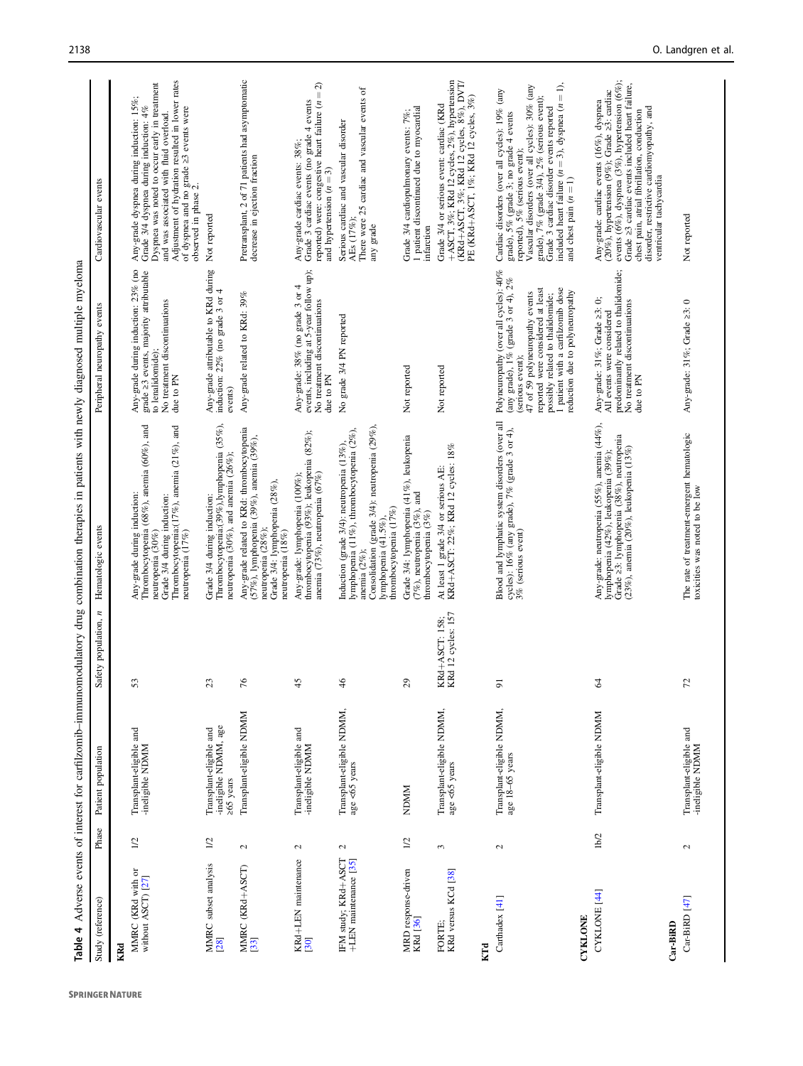**Table 4** Adverse events of interest for carfilzomib–immunomodulatory drug combination therapies in patients with newly diagnosed multiple myeloma

| Study (reference) | Phase | Patient population | Safety population, n | Hematologic events | Peripheral neuropathy events | Cardiovascular events |
|---|---|---|---|---|---|---|
| **KRd** | | | | | | |
| MMRC (KRd with or without ASCT) [27] | 1/2 | Transplant-eligible and -ineligible NDMM | 53 | Any-grade during induction: Thrombocytopenia (68%), anemia (60%), and neutropenia (30%)<br>Grade 3/4 during induction: Thrombocytopenia(17%), anemia (21%), and neutropenia (17%) | Any-grade during induction: 23% (no grade ≥3 events, majority attributable to lenalidomide);<br>No treatment discontinuations due to PN | Any-grade dyspnea during induction: 15%;<br>Grade 3/4 dyspnea during induction: 4%<br>Dyspnea was noted to occur early in treatment and was associated with fluid overload.<br>Adjustment of hydration resulted in lower rates of dyspnea and no grade ≥3 events were observed in phase 2. |
| MMRC subset analysis [28] | 1/2 | Transplant-eligible and -ineligible NDMM, age ≥65 years | 23 | Grade 3/4 during induction: Thrombocytopenia(39%),lymphopenia (35%), neutropenia (30%), and anemia (26%); | Any-grade attributable to KRd during induction: 22% (no grade 3 or 4 events) | Not reported |
| MMRC (KRd+ASCT) [33] | 2 | Transplant-eligible NDMM | 76 | Any-grade related to KRd: thrombocytopenia (57%), lymphopenia (39%), anemia, neutropenia (28%);<br>Grade 3/4: lymphopenia (28%), neutropenia (18%) | Any-grade related to KRd: 39% | Pretransplant, 2 of 71 patients had asymptomatic decrease in ejection fraction |
| KRd+LEN maintenance [30] | 2 | Transplant-eligible and -ineligible NDMM | 45 | Any-grade: lymphopenia (100%); thrombocytopenia (93%); leukopenia (82%); anemia (73%), neutropenia (67%) | Any-grade: 38% (no grade 3 or 4 events, including at 5-year follow up);<br>No treatment discontinuations due to PN | Any-grade cardiac events: 38%;<br>Grade 3 cardiac events (no grade 4 events reported) were: congestive heart failure (n = 2) and hypertension (n = 3) |
| IFM study; KRd+ASCT +LEN maintenance [35] | 2 | Transplant-eligible NDMM, age <65 years | 46 | Induction (grade 3/4): neutropenia (13%), lymphopenia (11%), thrombocytopenia (2%), anemia (2%);<br>Consolidation (grade 3/4): neutropenia (29%), lymphopenia (41.5%), thrombocytopenia (17%) | No grade 3/4 PN reported | Serious cardiac and vascular disorder AEs (17%);<br>There were 25 cardiac and vascular events of any grade |
| MRD response-driven KRd [36] | 1/2 | NDMM | 29 | Grade 3/4: lymphopenia (41%), leukopenia (7%), neutropenia (3%), and thrombocytopenia (3%) | Not reported | Grade 3/4 cardiopulmonary events: 7%;<br>1 patient discontinued due to myocardial infarction |
| FORTE; KRd versus KCd [38] | 3 | Transplant-eligible NDMM, age <65 years | KRd+ASCT: 158; KRd 12 cycles: 157 | At least 1 grade 3/4 or serious AE: KRd+ASCT: 22%; KRd 12 cycles: 18% | Not reported | Grade 3/4 or serious event: cardiac (KRd +ASCT, 3%; KRd 12 cycles, 2%), hypertension (KRd+ASCT, 3%; KRd 12 cycles, 8%), DVT/PE (KRd+ASCT, 1%; KRd 12 cycles, 3%) |
| **KTd** | | | | | | |
| Carthadex [41] | 2 | Transplant-eligible NDMM, age 18–65 years | 91 | Blood and lymphatic system disorders (over all cycles): 16% (any grade), 7% (grade 3 or 4), 3% (serious event) | Polyneuropathy (over all cycles): 40% (any grade), 1% (grade 3 or 4), 2% (serious event);<br>47 of 59 polyneuropathy events reported were considered at least possibly related to thalidomide;<br>1 patient with a carfilzomib dose reduction due to polyneuropathy | Cardiac disorders (over all cycles): 19% (any grade), 5% (grade 3; no grade 4 events reported), 5% (serious event);<br>Vascular disorders (over all cycles): 30% (any grade), 7% (grade 3/4), 2% (serious event);<br>Grade 3 cardiac disorder events reported included heart failure (n = 3), dyspnea (n = 1), and chest pain (n = 1) |
| **CYKLONE** | | | | | | |
| CYKLONE [44] | 1b/2 | Transplant-eligible NDMM | 64 | Any-grade: neutropenia (55%), anemia (44%), lymphopenia (42%), leukopenia (39%);<br>Grade ≥3: lymphopenia (38%), neutropenia (23%), anemia (20%), leukopenia (13%) | Any-grade: 31%; Grade ≥3: 0;<br>All events were considered predominantly related to thalidomide;<br>No treatment discontinuations due to PN | Any-grade: cardiac events (16%), dyspnea (20%), hypertension (9%); Grade ≥3: cardiac events (6%), dyspnea (3%), hypertension (6%);<br>Grade ≥3 cardiac events included heart failure, chest pain, atrial fibrillation, conduction disorder, restrictive cardiomyopathy, and ventricular tachycardia |
| **Car-BiRD** | | | | | | |
| Car-BiRD [47] | 2 | Transplant-eligible and -ineligible NDMM | 72 | The rate of treatment-emergent hematologic toxicities was noted to be low | Any-grade: 31%; Grade ≥3: 0 | Not reported |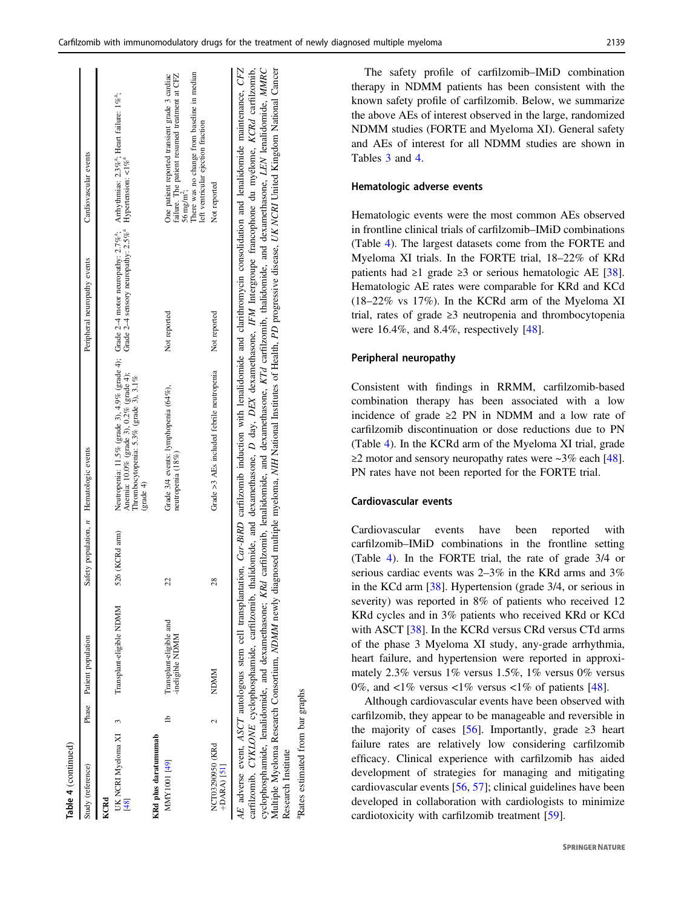**Table 4** (continued)

| Study (reference) | Phase | Patient population | Safety population, n | Hematologic events | Peripheral neuropathy events | Cardiovascular events |
|---|---|---|---|---|---|---|
| **KCRd** | | | | | | |
| UK NCRI Myeloma XI [48] | 3 | Transplant-eligible NDMM | 526 (KCRd arm) | Neutropenia: 11.5% (grade 3), 4.9% (grade 4); Anemia: 10.0% (grade 3), 0.2% (grade 4); Thrombocytopenia: 5.3% (grade 3), 3.1% (grade 4) | Grade 2–4 motor neuropathy: 2.7%[a]; Grade 2–4 sensory neuropathy: 2.5%[a] | Arrhythmias: 2.3%[a]; Heart failure: 1%[a]; Hypertension: <1%[a] |
| **KRd plus daratumumab** | | | | | | |
| MMY1001 [49] | 1b | Transplant-eligible and -ineligible NDMM | 22 | Grade 3/4 events: lymphopenia (64%), neutropenia (18%) | Not reported | One patient reported transient grade 3 cardiac failure. The patient resumed treatment at CFZ 56 mg/m². There was no change from baseline in median left ventricular ejection fraction |
| NCT03290950 (KRd +DARA) [51] | 2 | NDMM | 28 | Grade >3 AEs included febrile neutropenia | Not reported | Not reported |

*AE* adverse event, *ASCT* autologous stem cell transplantation, *Car-BiRD* carfilzomib induction with lenalidomide and clarithromycin consolidation and lenalidomide maintenance, *CFZ* carfilzomib, *CYKLONE* cyclophosphamide, carfilzomib, thalidomide, and dexamethasone, *D* day, *DEX* dexamethasone, *IFM* Intergroupe francophone du myélome, *KCRd* carfilzomib, cyclophosphamide, lenalidomide, and dexamethasone; *KRd* carfilzomib, lenalidomide, and dexamethasone, *KTd* carfilzomib, thalidomide, and dexamethasone, *LEN* lenalidomide, *MMRC* Multiple Myeloma Research Consortium, *NDMM* newly diagnosed multiple myeloma, *NIH* National Institutes of Health, *PD* progressive disease, *UK NCRI* United Kingdom National Cancer Research Institute

[a]Rates estimated from bar graphs

The safety profile of carfilzomib–IMiD combination therapy in NDMM patients has been consistent with the known safety profile of carfilzomib. Below, we summarize the above AEs of interest observed in the large, randomized NDMM studies (FORTE and Myeloma XI). General safety and AEs of interest for all NDMM studies are shown in Tables 3 and 4.

### Hematologic adverse events

Hematologic events were the most common AEs observed in frontline clinical trials of carfilzomib–IMiD combinations (Table 4). The largest datasets come from the FORTE and Myeloma XI trials. In the FORTE trial, 18–22% of KRd patients had ≥1 grade ≥3 or serious hematologic AE [38]. Hematologic AE rates were comparable for KRd and KCd (18–22% vs 17%). In the KCRd arm of the Myeloma XI trial, rates of grade ≥3 neutropenia and thrombocytopenia were 16.4%, and 8.4%, respectively [48].

### Peripheral neuropathy

Consistent with findings in RRMM, carfilzomib-based combination therapy has been associated with a low incidence of grade ≥2 PN in NDMM and a low rate of carfilzomib discontinuation or dose reductions due to PN (Table 4). In the KCRd arm of the Myeloma XI trial, grade ≥2 motor and sensory neuropathy rates were ~3% each [48]. PN rates have not been reported for the FORTE trial.

### Cardiovascular events

Cardiovascular events have been reported with carfilzomib–IMiD combinations in the frontline setting (Table 4). In the FORTE trial, the rate of grade 3/4 or serious cardiac events was 2–3% in the KRd arms and 3% in the KCd arm [38]. Hypertension (grade 3/4, or serious in severity) was reported in 8% of patients who received 12 KRd cycles and in 3% patients who received KRd or KCd with ASCT [38]. In the KCRd versus CRd versus CTd arms of the phase 3 Myeloma XI study, any-grade arrhythmia, heart failure, and hypertension were reported in approximately 2.3% versus 1% versus 1.5%, 1% versus 0% versus 0%, and <1% versus <1% versus <1% of patients [48].

Although cardiovascular events have been observed with carfilzomib, they appear to be manageable and reversible in the majority of cases [56]. Importantly, grade ≥3 heart failure rates are relatively low considering carfilzomib efficacy. Clinical experience with carfilzomib has aided development of strategies for managing and mitigating cardiovascular events [56, 57]; clinical guidelines have been developed in collaboration with cardiologists to minimize cardiotoxicity with carfilzomib treatment [59].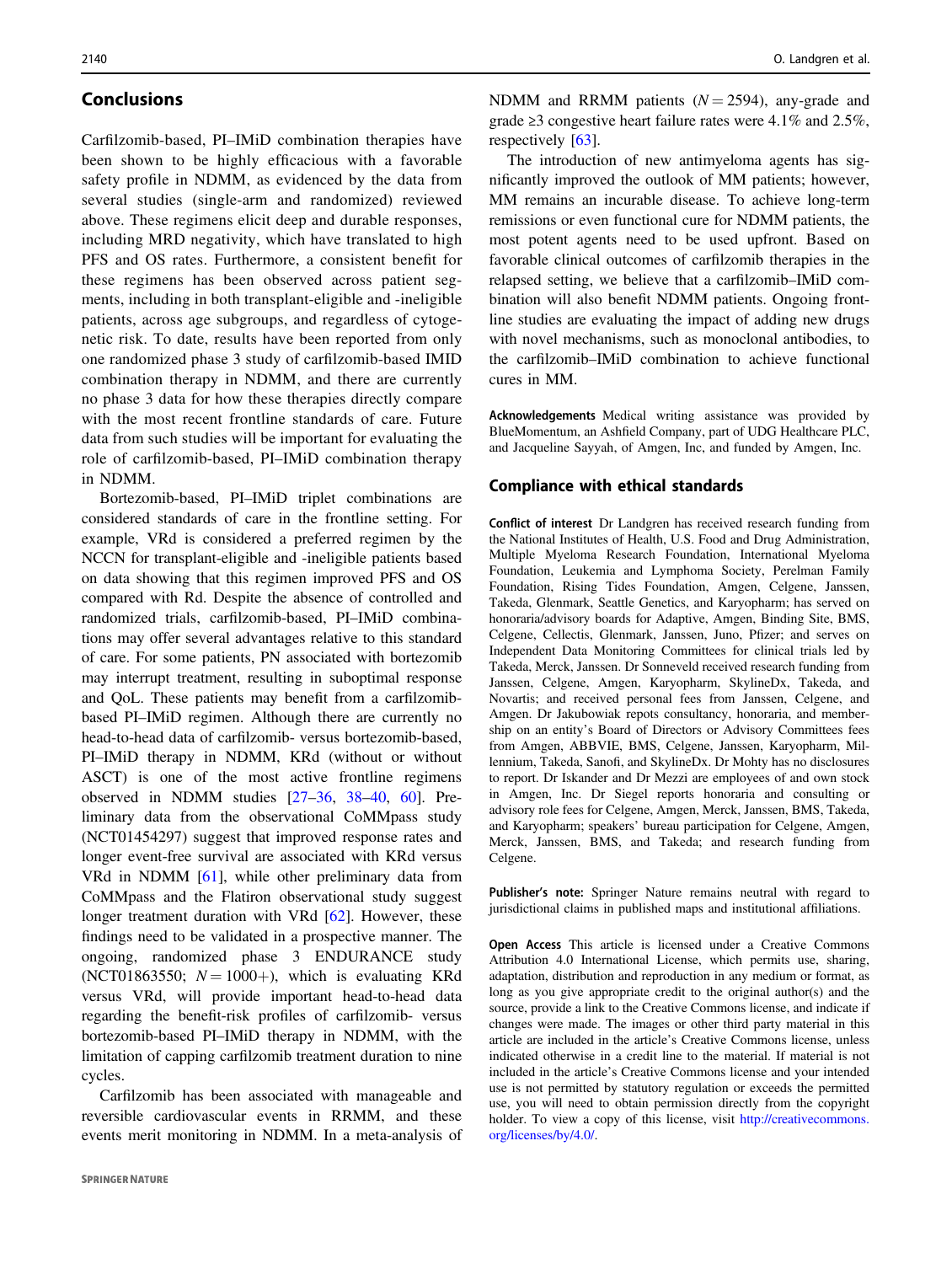## Conclusions

Carfilzomib-based, PI–IMiD combination therapies have been shown to be highly efficacious with a favorable safety profile in NDMM, as evidenced by the data from several studies (single-arm and randomized) reviewed above. These regimens elicit deep and durable responses, including MRD negativity, which have translated to high PFS and OS rates. Furthermore, a consistent benefit for these regimens has been observed across patient segments, including in both transplant-eligible and -ineligible patients, across age subgroups, and regardless of cytogenetic risk. To date, results have been reported from only one randomized phase 3 study of carfilzomib-based IMID combination therapy in NDMM, and there are currently no phase 3 data for how these therapies directly compare with the most recent frontline standards of care. Future data from such studies will be important for evaluating the role of carfilzomib-based, PI–IMiD combination therapy in NDMM.

Bortezomib-based, PI–IMiD triplet combinations are considered standards of care in the frontline setting. For example, VRd is considered a preferred regimen by the NCCN for transplant-eligible and -ineligible patients based on data showing that this regimen improved PFS and OS compared with Rd. Despite the absence of controlled and randomized trials, carfilzomib-based, PI–IMiD combinations may offer several advantages relative to this standard of care. For some patients, PN associated with bortezomib may interrupt treatment, resulting in suboptimal response and QoL. These patients may benefit from a carfilzomib-based PI–IMiD regimen. Although there are currently no head-to-head data of carfilzomib- versus bortezomib-based, PI–IMiD therapy in NDMM, KRd (without or without ASCT) is one of the most active frontline regimens observed in NDMM studies [27–36, 38–40, 60]. Preliminary data from the observational CoMMpass study (NCT01454297) suggest that improved response rates and longer event-free survival are associated with KRd versus VRd in NDMM [61], while other preliminary data from CoMMpass and the Flatiron observational study suggest longer treatment duration with VRd [62]. However, these findings need to be validated in a prospective manner. The ongoing, randomized phase 3 ENDURANCE study (NCT01863550; $N = 1000+$), which is evaluating KRd versus VRd, will provide important head-to-head data regarding the benefit-risk profiles of carfilzomib- versus bortezomib-based PI–IMiD therapy in NDMM, with the limitation of capping carfilzomib treatment duration to nine cycles.

Carfilzomib has been associated with manageable and reversible cardiovascular events in RRMM, and these events merit monitoring in NDMM. In a meta-analysis of NDMM and RRMM patients ($N = 2594$), any-grade and grade ≥3 congestive heart failure rates were 4.1% and 2.5%, respectively [63].

The introduction of new antimyeloma agents has significantly improved the outlook of MM patients; however, MM remains an incurable disease. To achieve long-term remissions or even functional cure for NDMM patients, the most potent agents need to be used upfront. Based on favorable clinical outcomes of carfilzomib therapies in the relapsed setting, we believe that a carfilzomib–IMiD combination will also benefit NDMM patients. Ongoing frontline studies are evaluating the impact of adding new drugs with novel mechanisms, such as monoclonal antibodies, to the carfilzomib–IMiD combination to achieve functional cures in MM.

**Acknowledgements** Medical writing assistance was provided by BlueMomentum, an Ashfield Company, part of UDG Healthcare PLC, and Jacqueline Sayyah, of Amgen, Inc, and funded by Amgen, Inc.

## Compliance with ethical standards

**Conflict of interest** Dr Landgren has received research funding from the National Institutes of Health, U.S. Food and Drug Administration, Multiple Myeloma Research Foundation, International Myeloma Foundation, Leukemia and Lymphoma Society, Perelman Family Foundation, Rising Tides Foundation, Amgen, Celgene, Janssen, Takeda, Glenmark, Seattle Genetics, and Karyopharm; has served on honoraria/advisory boards for Adaptive, Amgen, Binding Site, BMS, Celgene, Cellectis, Glenmark, Janssen, Juno, Pfizer; and serves on Independent Data Monitoring Committees for clinical trials led by Takeda, Merck, Janssen. Dr Sonneveld received research funding from Janssen, Celgene, Amgen, Karyopharm, SkylineDx, Takeda, and Novartis; and received personal fees from Janssen, Celgene, and Amgen. Dr Jakubowiak repots consultancy, honoraria, and membership on an entity's Board of Directors or Advisory Committees fees from Amgen, ABBVIE, BMS, Celgene, Janssen, Karyopharm, Millennium, Takeda, Sanofi, and SkylineDx. Dr Mohty has no disclosures to report. Dr Iskander and Dr Mezzi are employees of and own stock in Amgen, Inc. Dr Siegel reports honoraria and consulting or advisory role fees for Celgene, Amgen, Merck, Janssen, BMS, Takeda, and Karyopharm; speakers' bureau participation for Celgene, Amgen, Merck, Janssen, BMS, and Takeda; and research funding from Celgene.

**Publisher's note:** Springer Nature remains neutral with regard to jurisdictional claims in published maps and institutional affiliations.

**Open Access** This article is licensed under a Creative Commons Attribution 4.0 International License, which permits use, sharing, adaptation, distribution and reproduction in any medium or format, as long as you give appropriate credit to the original author(s) and the source, provide a link to the Creative Commons license, and indicate if changes were made. The images or other third party material in this article are included in the article's Creative Commons license, unless indicated otherwise in a credit line to the material. If material is not included in the article's Creative Commons license and your intended use is not permitted by statutory regulation or exceeds the permitted use, you will need to obtain permission directly from the copyright holder. To view a copy of this license, visit http://creativecommons.org/licenses/by/4.0/.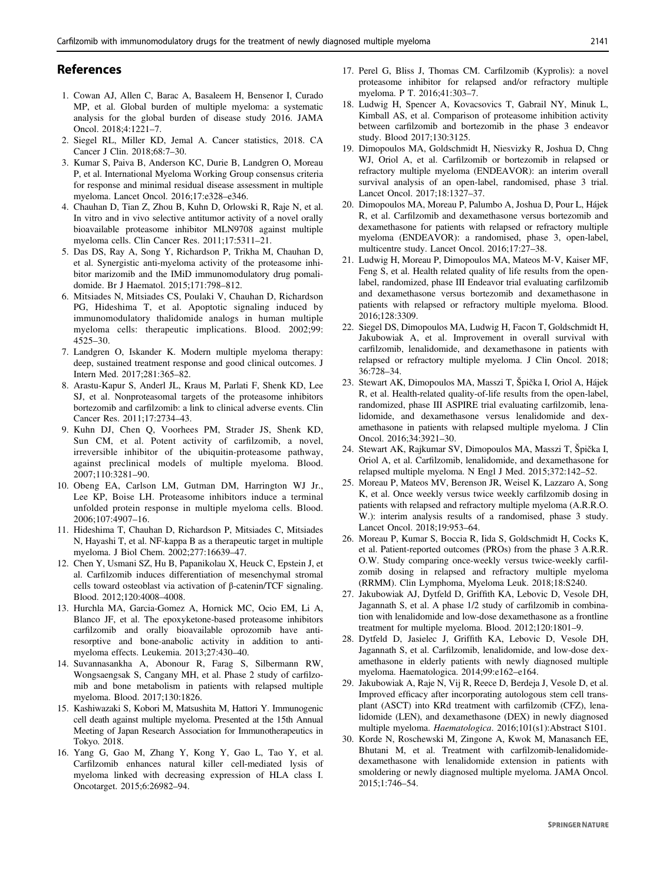## References

1. Cowan AJ, Allen C, Barac A, Basaleem H, Bensenor I, Curado MP, et al. Global burden of multiple myeloma: a systematic analysis for the global burden of disease study 2016. JAMA Oncol. 2018;4:1221–7.
2. Siegel RL, Miller KD, Jemal A. Cancer statistics, 2018. CA Cancer J Clin. 2018;68:7–30.
3. Kumar S, Paiva B, Anderson KC, Durie B, Landgren O, Moreau P, et al. International Myeloma Working Group consensus criteria for response and minimal residual disease assessment in multiple myeloma. Lancet Oncol. 2016;17:e328–e346.
4. Chauhan D, Tian Z, Zhou B, Kuhn D, Orlowski R, Raje N, et al. In vitro and in vivo selective antitumor activity of a novel orally bioavailable proteasome inhibitor MLN9708 against multiple myeloma cells. Clin Cancer Res. 2011;17:5311–21.
5. Das DS, Ray A, Song Y, Richardson P, Trikha M, Chauhan D, et al. Synergistic anti-myeloma activity of the proteasome inhibitor marizomib and the IMiD immunomodulatory drug pomalidomide. Br J Haematol. 2015;171:798–812.
6. Mitsiades N, Mitsiades CS, Poulaki V, Chauhan D, Richardson PG, Hideshima T, et al. Apoptotic signaling induced by immunomodulatory thalidomide analogs in human multiple myeloma cells: therapeutic implications. Blood. 2002;99: 4525–30.
7. Landgren O, Iskander K. Modern multiple myeloma therapy: deep, sustained treatment response and good clinical outcomes. J Intern Med. 2017;281:365–82.
8. Arastu-Kapur S, Anderl JL, Kraus M, Parlati F, Shenk KD, Lee SJ, et al. Nonproteasomal targets of the proteasome inhibitors bortezomib and carfilzomib: a link to clinical adverse events. Clin Cancer Res. 2011;17:2734–43.
9. Kuhn DJ, Chen Q, Voorhees PM, Strader JS, Shenk KD, Sun CM, et al. Potent activity of carfilzomib, a novel, irreversible inhibitor of the ubiquitin-proteasome pathway, against preclinical models of multiple myeloma. Blood. 2007;110:3281–90.
10. Obeng EA, Carlson LM, Gutman DM, Harrington WJ Jr., Lee KP, Boise LH. Proteasome inhibitors induce a terminal unfolded protein response in multiple myeloma cells. Blood. 2006;107:4907–16.
11. Hideshima T, Chauhan D, Richardson P, Mitsiades C, Mitsiades N, Hayashi T, et al. NF-kappa B as a therapeutic target in multiple myeloma. J Biol Chem. 2002;277:16639–47.
12. Chen Y, Usmani SZ, Hu B, Papanikolau X, Heuck C, Epstein J, et al. Carfilzomib induces differentiation of mesenchymal stromal cells toward osteoblast via activation of β-catenin/TCF signaling. Blood. 2012;120:4008–4008.
13. Hurchla MA, Garcia-Gomez A, Hornick MC, Ocio EM, Li A, Blanco JF, et al. The epoxyketone-based proteasome inhibitors carfilzomib and orally bioavailable oprozomib have anti-resorptive and bone-anabolic activity in addition to anti-myeloma effects. Leukemia. 2013;27:430–40.
14. Suvannasankha A, Abonour R, Farag S, Silbermann RW, Wongsaengsak S, Cangany MH, et al. Phase 2 study of carfilzomib and bone metabolism in patients with relapsed multiple myeloma. Blood. 2017;130:1826.
15. Kashiwazaki S, Kobori M, Matsushita M, Hattori Y. Immunogenic cell death against multiple myeloma. Presented at the 15th Annual Meeting of Japan Research Association for Immunotherapeutics in Tokyo. 2018.
16. Yang G, Gao M, Zhang Y, Kong Y, Gao L, Tao Y, et al. Carfilzomib enhances natural killer cell-mediated lysis of myeloma linked with decreasing expression of HLA class I. Oncotarget. 2015;6:26982–94.
17. Perel G, Bliss J, Thomas CM. Carfilzomib (Kyprolis): a novel proteasome inhibitor for relapsed and/or refractory multiple myeloma. P T. 2016;41:303–7.
18. Ludwig H, Spencer A, Kovacsovics T, Gabrail NY, Minuk L, Kimball AS, et al. Comparison of proteasome inhibition activity between carfilzomib and bortezomib in the phase 3 endeavor study. Blood 2017;130:3125.
19. Dimopoulos MA, Goldschmidt H, Niesvizky R, Joshua D, Chng WJ, Oriol A, et al. Carfilzomib or bortezomib in relapsed or refractory multiple myeloma (ENDEAVOR): an interim overall survival analysis of an open-label, randomised, phase 3 trial. Lancet Oncol. 2017;18:1327–37.
20. Dimopoulos MA, Moreau P, Palumbo A, Joshua D, Pour L, Hájek R, et al. Carfilzomib and dexamethasone versus bortezomib and dexamethasone for patients with relapsed or refractory multiple myeloma (ENDEAVOR): a randomised, phase 3, open-label, multicentre study. Lancet Oncol. 2016;17:27–38.
21. Ludwig H, Moreau P, Dimopoulos MA, Mateos M-V, Kaiser MF, Feng S, et al. Health related quality of life results from the open-label, randomized, phase III Endeavor trial evaluating carfilzomib and dexamethasone versus bortezomib and dexamethasone in patients with relapsed or refractory multiple myeloma. Blood. 2016;128:3309.
22. Siegel DS, Dimopoulos MA, Ludwig H, Facon T, Goldschmidt H, Jakubowiak A, et al. Improvement in overall survival with carfilzomib, lenalidomide, and dexamethasone in patients with relapsed or refractory multiple myeloma. J Clin Oncol. 2018; 36:728–34.
23. Stewart AK, Dimopoulos MA, Masszi T, Špička I, Oriol A, Hájek R, et al. Health-related quality-of-life results from the open-label, randomized, phase III ASPIRE trial evaluating carfilzomib, lenalidomide, and dexamethasone versus lenalidomide and dexamethasone in patients with relapsed multiple myeloma. J Clin Oncol. 2016;34:3921–30.
24. Stewart AK, Rajkumar SV, Dimopoulos MA, Masszi T, Špička I, Oriol A, et al. Carfilzomib, lenalidomide, and dexamethasone for relapsed multiple myeloma. N Engl J Med. 2015;372:142–52.
25. Moreau P, Mateos MV, Berenson JR, Weisel K, Lazzaro A, Song K, et al. Once weekly versus twice weekly carfilzomib dosing in patients with relapsed and refractory multiple myeloma (A.R.R.O. W.): interim analysis results of a randomised, phase 3 study. Lancet Oncol. 2018;19:953–64.
26. Moreau P, Kumar S, Boccia R, Iida S, Goldschmidt H, Cocks K, et al. Patient-reported outcomes (PROs) from the phase 3 A.R.R. O.W. Study comparing once-weekly versus twice-weekly carfilzomib dosing in relapsed and refractory multiple myeloma (RRMM). Clin Lymphoma, Myeloma Leuk. 2018;18:S240.
27. Jakubowiak AJ, Dytfeld D, Griffith KA, Lebovic D, Vesole DH, Jagannath S, et al. A phase 1/2 study of carfilzomib in combination with lenalidomide and low-dose dexamethasone as a frontline treatment for multiple myeloma. Blood. 2012;120:1801–9.
28. Dytfeld D, Jasielec J, Griffith KA, Lebovic D, Vesole DH, Jagannath S, et al. Carfilzomib, lenalidomide, and low-dose dexamethasone in elderly patients with newly diagnosed multiple myeloma. Haematologica. 2014;99:e162–e164.
29. Jakubowiak A, Raje N, Vij R, Reece D, Berdeja J, Vesole D, et al. Improved efficacy after incorporating autologous stem cell transplant (ASCT) into KRd treatment with carfilzomib (CFZ), lenalidomide (LEN), and dexamethasone (DEX) in newly diagnosed multiple myeloma. *Haematologica*. 2016;101(s1):Abstract S101.
30. Korde N, Roschewski M, Zingone A, Kwok M, Manasanch EE, Bhutani M, et al. Treatment with carfilzomib-lenalidomide-dexamethasone with lenalidomide extension in patients with smoldering or newly diagnosed multiple myeloma. JAMA Oncol. 2015;1:746–54.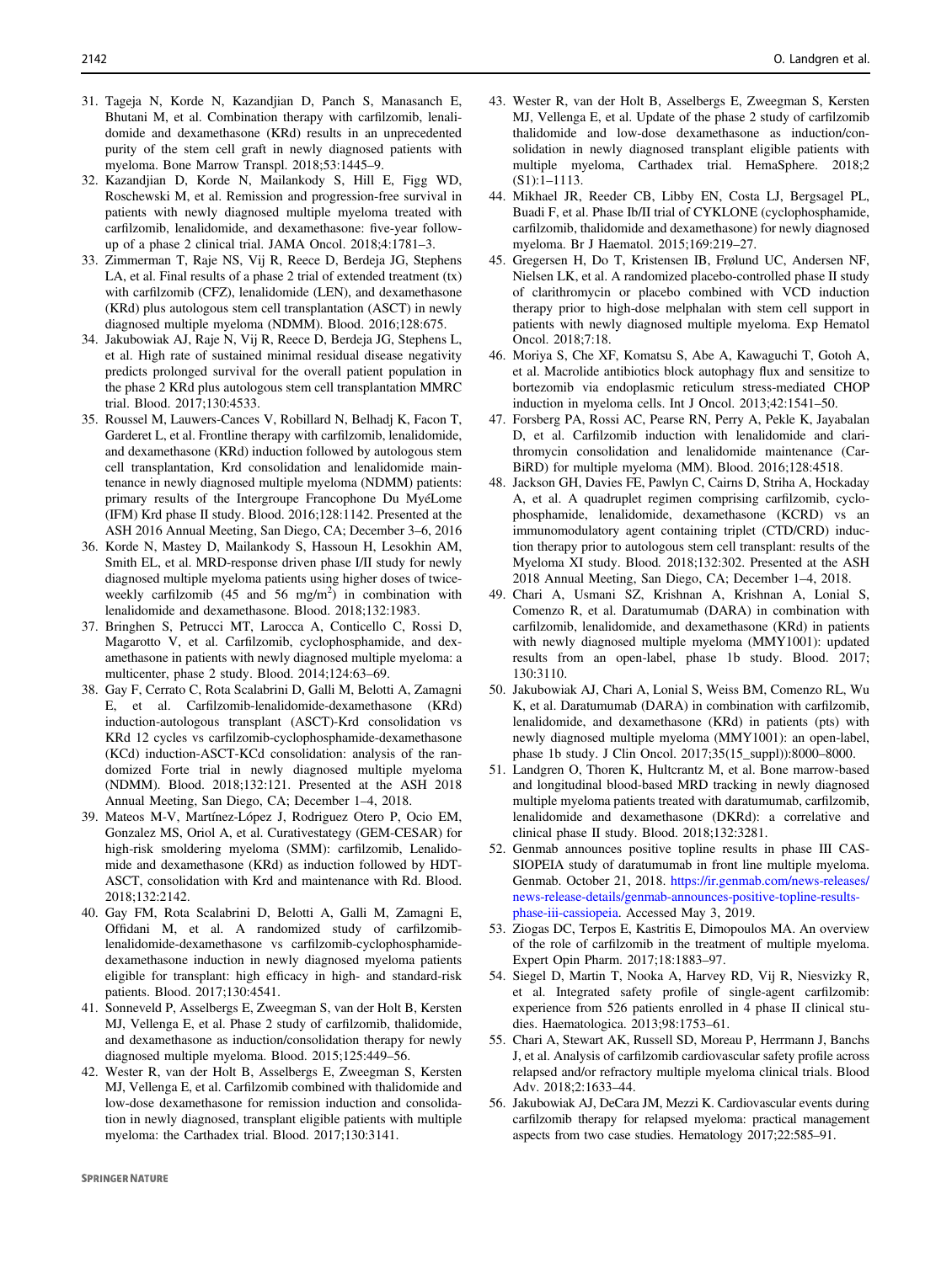31. Tageja N, Korde N, Kazandjian D, Panch S, Manasanch E, Bhutani M, et al. Combination therapy with carfilzomib, lenalidomide and dexamethasone (KRd) results in an unprecedented purity of the stem cell graft in newly diagnosed patients with myeloma. Bone Marrow Transpl. 2018;53:1445–9.
32. Kazandjian D, Korde N, Mailankody S, Hill E, Figg WD, Roschewski M, et al. Remission and progression-free survival in patients with newly diagnosed multiple myeloma treated with carfilzomib, lenalidomide, and dexamethasone: five-year follow-up of a phase 2 clinical trial. JAMA Oncol. 2018;4:1781–3.
33. Zimmerman T, Raje NS, Vij R, Reece D, Berdeja JG, Stephens LA, et al. Final results of a phase 2 trial of extended treatment (tx) with carfilzomib (CFZ), lenalidomide (LEN), and dexamethasone (KRd) plus autologous stem cell transplantation (ASCT) in newly diagnosed multiple myeloma (NDMM). Blood. 2016;128:675.
34. Jakubowiak AJ, Raje N, Vij R, Reece D, Berdeja JG, Stephens L, et al. High rate of sustained minimal residual disease negativity predicts prolonged survival for the overall patient population in the phase 2 KRd plus autologous stem cell transplantation MMRC trial. Blood. 2017;130:4533.
35. Roussel M, Lauwers-Cances V, Robillard N, Belhadj K, Facon T, Garderet L, et al. Frontline therapy with carfilzomib, lenalidomide, and dexamethasone (KRd) induction followed by autologous stem cell transplantation, Krd consolidation and lenalidomide maintenance in newly diagnosed multiple myeloma (NDMM) patients: primary results of the Intergroupe Francophone Du MyéLome (IFM) Krd phase II study. Blood. 2016;128:1142. Presented at the ASH 2016 Annual Meeting, San Diego, CA; December 3–6, 2016
36. Korde N, Mastey D, Mailankody S, Hassoun H, Lesokhin AM, Smith EL, et al. MRD-response driven phase I/II study for newly diagnosed multiple myeloma patients using higher doses of twice-weekly carfilzomib (45 and 56 mg/m$^2$) in combination with lenalidomide and dexamethasone. Blood. 2018;132:1983.
37. Bringhen S, Petrucci MT, Larocca A, Conticello C, Rossi D, Magarotto V, et al. Carfilzomib, cyclophosphamide, and dexamethasone in patients with newly diagnosed multiple myeloma: a multicenter, phase 2 study. Blood. 2014;124:63–69.
38. Gay F, Cerrato C, Rota Scalabrini D, Galli M, Belotti A, Zamagni E, et al. Carfilzomib-lenalidomide-dexamethasone (KRd) induction-autologous transplant (ASCT)-Krd consolidation vs KRd 12 cycles vs carfilzomib-cyclophosphamide-dexamethasone (KCd) induction-ASCT-KCd consolidation: analysis of the randomized Forte trial in newly diagnosed multiple myeloma (NDMM). Blood. 2018;132:121. Presented at the ASH 2018 Annual Meeting, San Diego, CA; December 1–4, 2018.
39. Mateos M-V, Martínez-López J, Rodriguez Otero P, Ocio EM, Gonzalez MS, Oriol A, et al. Curativestategy (GEM-CESAR) for high-risk smoldering myeloma (SMM): carfilzomib, Lenalidomide and dexamethasone (KRd) as induction followed by HDT-ASCT, consolidation with Krd and maintenance with Rd. Blood. 2018;132:2142.
40. Gay FM, Rota Scalabrini D, Belotti A, Galli M, Zamagni E, Offidani M, et al. A randomized study of carfilzomib-lenalidomide-dexamethasone vs carfilzomib-cyclophosphamide-dexamethasone induction in newly diagnosed myeloma patients eligible for transplant: high efficacy in high- and standard-risk patients. Blood. 2017;130:4541.
41. Sonneveld P, Asselbergs E, Zweegman S, van der Holt B, Kersten MJ, Vellenga E, et al. Phase 2 study of carfilzomib, thalidomide, and dexamethasone as induction/consolidation therapy for newly diagnosed multiple myeloma. Blood. 2015;125:449–56.
42. Wester R, van der Holt B, Asselbergs E, Zweegman S, Kersten MJ, Vellenga E, et al. Carfilzomib combined with thalidomide and low-dose dexamethasone for remission induction and consolidation in newly diagnosed, transplant eligible patients with multiple myeloma: the Carthadex trial. Blood. 2017;130:3141.
43. Wester R, van der Holt B, Asselbergs E, Zweegman S, Kersten MJ, Vellenga E, et al. Update of the phase 2 study of carfilzomib thalidomide and low-dose dexamethasone as induction/consolidation in newly diagnosed transplant eligible patients with multiple myeloma, Carthadex trial. HemaSphere. 2018;2 (S1):1–1113.
44. Mikhael JR, Reeder CB, Libby EN, Costa LJ, Bergsagel PL, Buadi F, et al. Phase Ib/II trial of CYKLONE (cyclophosphamide, carfilzomib, thalidomide and dexamethasone) for newly diagnosed myeloma. Br J Haematol. 2015;169:219–27.
45. Gregersen H, Do T, Kristensen IB, Frølund UC, Andersen NF, Nielsen LK, et al. A randomized placebo-controlled phase II study of clarithromycin or placebo combined with VCD induction therapy prior to high-dose melphalan with stem cell support in patients with newly diagnosed multiple myeloma. Exp Hematol Oncol. 2018;7:18.
46. Moriya S, Che XF, Komatsu S, Abe A, Kawaguchi T, Gotoh A, et al. Macrolide antibiotics block autophagy flux and sensitize to bortezomib via endoplasmic reticulum stress-mediated CHOP induction in myeloma cells. Int J Oncol. 2013;42:1541–50.
47. Forsberg PA, Rossi AC, Pearse RN, Perry A, Pekle K, Jayabalan D, et al. Carfilzomib induction with lenalidomide and clarithromycin consolidation and lenalidomide maintenance (CarBiRD) for multiple myeloma (MM). Blood. 2016;128:4518.
48. Jackson GH, Davies FE, Pawlyn C, Cairns D, Striha A, Hockaday A, et al. A quadruplet regimen comprising carfilzomib, cyclophosphamide, lenalidomide, dexamethasone (KCRD) vs an immunomodulatory agent containing triplet (CTD/CRD) induction therapy prior to autologous stem cell transplant: results of the Myeloma XI study. Blood. 2018;132:302. Presented at the ASH 2018 Annual Meeting, San Diego, CA; December 1–4, 2018.
49. Chari A, Usmani SZ, Krishnan A, Krishnan A, Lonial S, Comenzo R, et al. Daratumumab (DARA) in combination with carfilzomib, lenalidomide, and dexamethasone (KRd) in patients with newly diagnosed multiple myeloma (MMY1001): updated results from an open-label, phase 1b study. Blood. 2017; 130:3110.
50. Jakubowiak AJ, Chari A, Lonial S, Weiss BM, Comenzo RL, Wu K, et al. Daratumumab (DARA) in combination with carfilzomib, lenalidomide, and dexamethasone (KRd) in patients (pts) with newly diagnosed multiple myeloma (MMY1001): an open-label, phase 1b study. J Clin Oncol. 2017;35(15_suppl)):8000–8000.
51. Landgren O, Thoren K, Hultcrantz M, et al. Bone marrow-based and longitudinal blood-based MRD tracking in newly diagnosed multiple myeloma patients treated with daratumumab, carfilzomib, lenalidomide and dexamethasone (DKRd): a correlative and clinical phase II study. Blood. 2018;132:3281.
52. Genmab announces positive topline results in phase III CASSIOPEIA study of daratumumab in front line multiple myeloma. Genmab. October 21, 2018. https://ir.genmab.com/news-releases/news-release-details/genmab-announces-positive-topline-results-phase-iii-cassiopeia. Accessed May 3, 2019.
53. Ziogas DC, Terpos E, Kastritis E, Dimopoulos MA. An overview of the role of carfilzomib in the treatment of multiple myeloma. Expert Opin Pharm. 2017;18:1883–97.
54. Siegel D, Martin T, Nooka A, Harvey RD, Vij R, Niesvizky R, et al. Integrated safety profile of single-agent carfilzomib: experience from 526 patients enrolled in 4 phase II clinical studies. Haematologica. 2013;98:1753–61.
55. Chari A, Stewart AK, Russell SD, Moreau P, Herrmann J, Banchs J, et al. Analysis of carfilzomib cardiovascular safety profile across relapsed and/or refractory multiple myeloma clinical trials. Blood Adv. 2018;2:1633–44.
56. Jakubowiak AJ, DeCara JM, Mezzi K. Cardiovascular events during carfilzomib therapy for relapsed myeloma: practical management aspects from two case studies. Hematology 2017;22:585–91.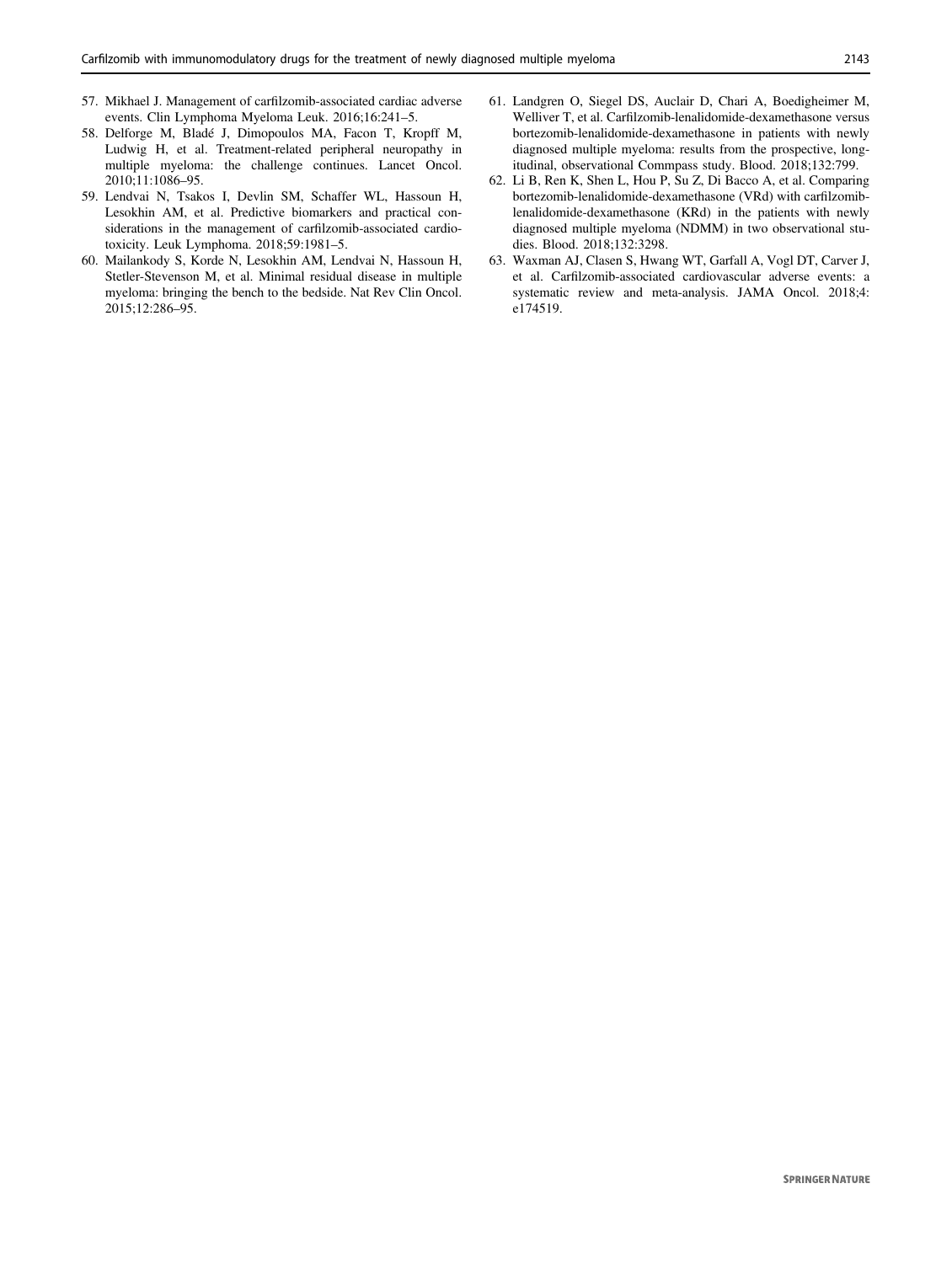57. Mikhael J. Management of carfilzomib-associated cardiac adverse events. Clin Lymphoma Myeloma Leuk. 2016;16:241–5.
58. Delforge M, Bladé J, Dimopoulos MA, Facon T, Kropff M, Ludwig H, et al. Treatment-related peripheral neuropathy in multiple myeloma: the challenge continues. Lancet Oncol. 2010;11:1086–95.
59. Lendvai N, Tsakos I, Devlin SM, Schaffer WL, Hassoun H, Lesokhin AM, et al. Predictive biomarkers and practical considerations in the management of carfilzomib-associated cardiotoxicity. Leuk Lymphoma. 2018;59:1981–5.
60. Mailankody S, Korde N, Lesokhin AM, Lendvai N, Hassoun H, Stetler-Stevenson M, et al. Minimal residual disease in multiple myeloma: bringing the bench to the bedside. Nat Rev Clin Oncol. 2015;12:286–95.
61. Landgren O, Siegel DS, Auclair D, Chari A, Boedigheimer M, Welliver T, et al. Carfilzomib-lenalidomide-dexamethasone versus bortezomib-lenalidomide-dexamethasone in patients with newly diagnosed multiple myeloma: results from the prospective, longitudinal, observational Commpass study. Blood. 2018;132:799.
62. Li B, Ren K, Shen L, Hou P, Su Z, Di Bacco A, et al. Comparing bortezomib-lenalidomide-dexamethasone (VRd) with carfilzomib-lenalidomide-dexamethasone (KRd) in the patients with newly diagnosed multiple myeloma (NDMM) in two observational studies. Blood. 2018;132:3298.
63. Waxman AJ, Clasen S, Hwang WT, Garfall A, Vogl DT, Carver J, et al. Carfilzomib-associated cardiovascular adverse events: a systematic review and meta-analysis. JAMA Oncol. 2018;4:e174519.